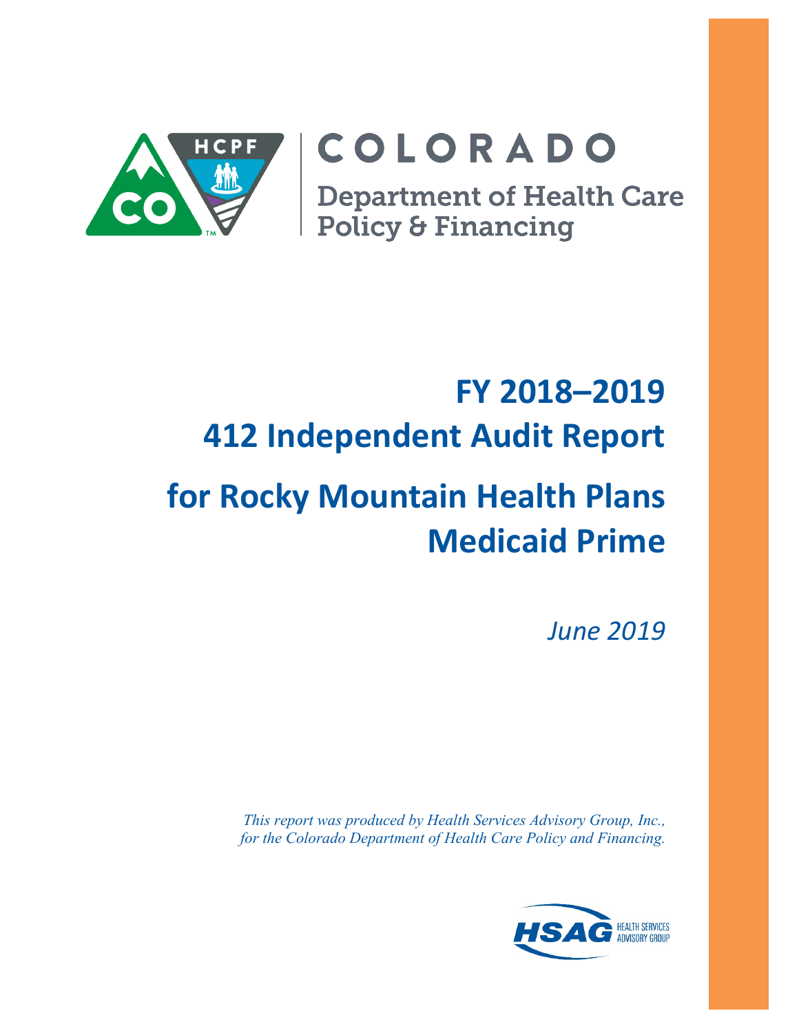COLORADO

Department of Health Care Policy & Financing

# FY 2018–2019 412 Independent Audit Report for Rocky Mountain Health Plans Medicaid Prime

*June 2019*

*This report was produced by Health Services Advisory Group, Inc., for the Colorado Department of Health Care Policy and Financing.*

HSAG HEALTH SERVICES ADVISORY GROUP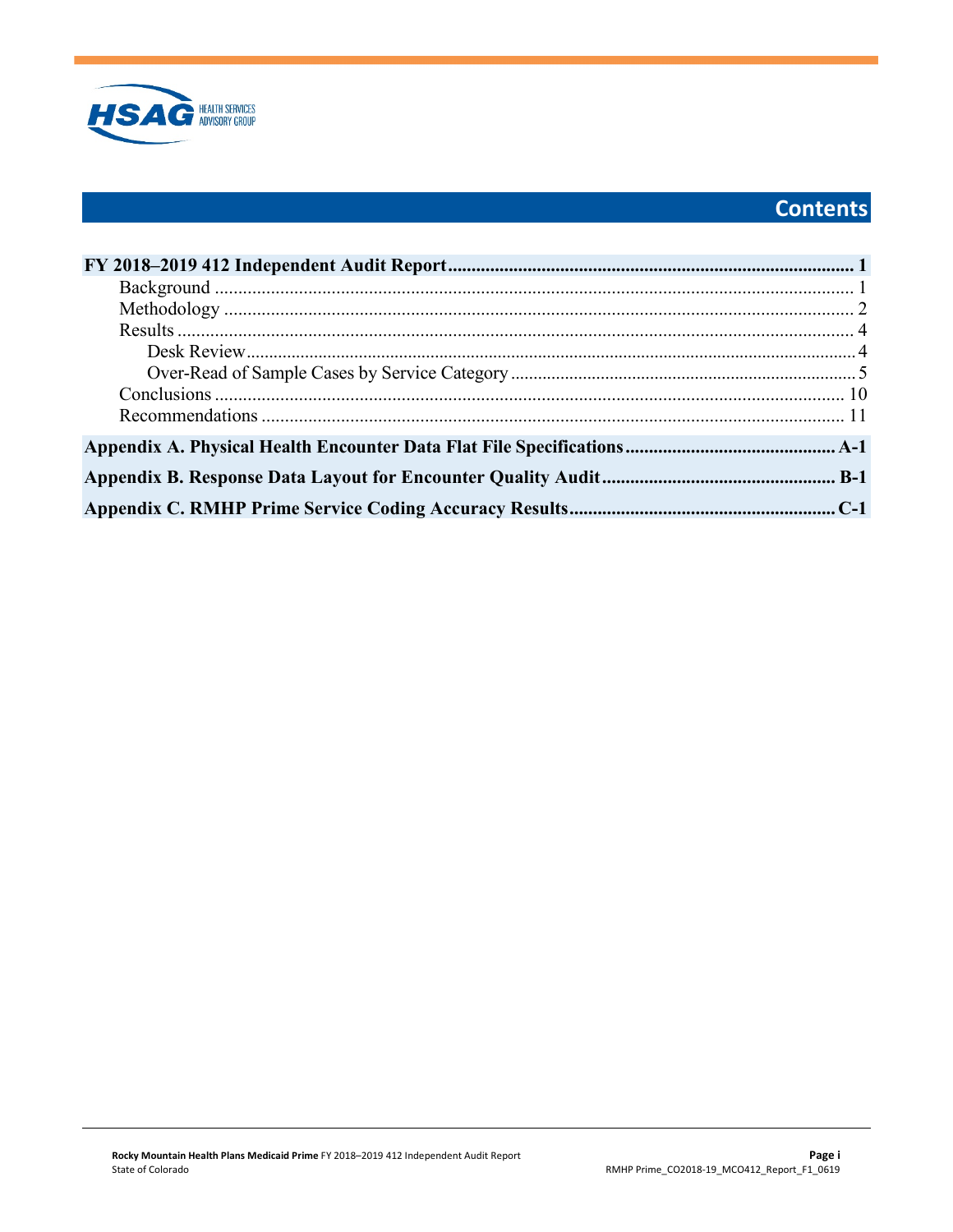# Contents

**FY 2018–2019 412 Independent Audit Report** .......... **1**

- Background .......... 1
- Methodology .......... 2
- Results .......... 4
  - Desk Review .......... 4
  - Over-Read of Sample Cases by Service Category .......... 5
- Conclusions .......... 10
- Recommendations .......... 11

**Appendix A. Physical Health Encounter Data Flat File Specifications** .......... **A-1**

**Appendix B. Response Data Layout for Encounter Quality Audit** .......... **B-1**

**Appendix C. RMHP Prime Service Coding Accuracy Results** .......... **C-1**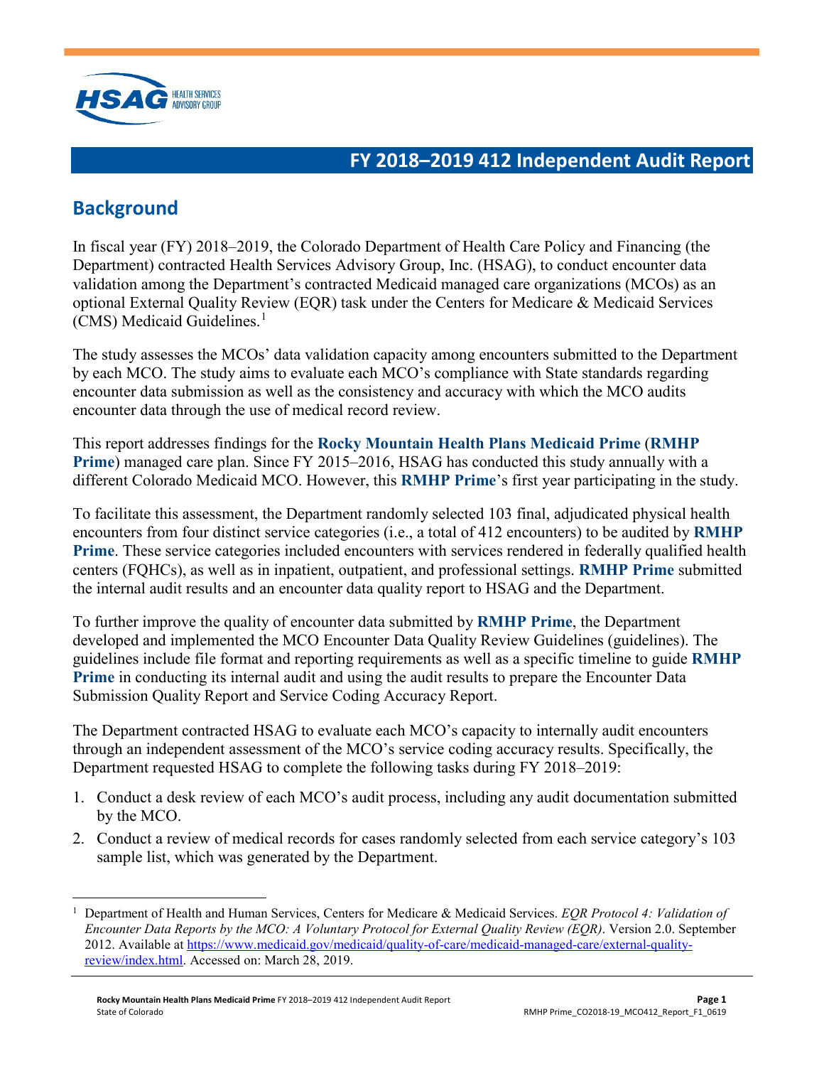# FY 2018–2019 412 Independent Audit Report

## Background

In fiscal year (FY) 2018–2019, the Colorado Department of Health Care Policy and Financing (the Department) contracted Health Services Advisory Group, Inc. (HSAG), to conduct encounter data validation among the Department's contracted Medicaid managed care organizations (MCOs) as an optional External Quality Review (EQR) task under the Centers for Medicare & Medicaid Services (CMS) Medicaid Guidelines.[1]

The study assesses the MCOs' data validation capacity among encounters submitted to the Department by each MCO. The study aims to evaluate each MCO's compliance with State standards regarding encounter data submission as well as the consistency and accuracy with which the MCO audits encounter data through the use of medical record review.

This report addresses findings for the **Rocky Mountain Health Plans Medicaid Prime** (**RMHP Prime**) managed care plan. Since FY 2015–2016, HSAG has conducted this study annually with a different Colorado Medicaid MCO. However, this **RMHP Prime**'s first year participating in the study.

To facilitate this assessment, the Department randomly selected 103 final, adjudicated physical health encounters from four distinct service categories (i.e., a total of 412 encounters) to be audited by **RMHP Prime**. These service categories included encounters with services rendered in federally qualified health centers (FQHCs), as well as in inpatient, outpatient, and professional settings. **RMHP Prime** submitted the internal audit results and an encounter data quality report to HSAG and the Department.

To further improve the quality of encounter data submitted by **RMHP Prime**, the Department developed and implemented the MCO Encounter Data Quality Review Guidelines (guidelines). The guidelines include file format and reporting requirements as well as a specific timeline to guide **RMHP Prime** in conducting its internal audit and using the audit results to prepare the Encounter Data Submission Quality Report and Service Coding Accuracy Report.

The Department contracted HSAG to evaluate each MCO's capacity to internally audit encounters through an independent assessment of the MCO's service coding accuracy results. Specifically, the Department requested HSAG to complete the following tasks during FY 2018–2019:

1. Conduct a desk review of each MCO's audit process, including any audit documentation submitted by the MCO.
2. Conduct a review of medical records for cases randomly selected from each service category's 103 sample list, which was generated by the Department.

---

[1] Department of Health and Human Services, Centers for Medicare & Medicaid Services. *EQR Protocol 4: Validation of Encounter Data Reports by the MCO: A Voluntary Protocol for External Quality Review (EQR)*. Version 2.0. September 2012. Available at https://www.medicaid.gov/medicaid/quality-of-care/medicaid-managed-care/external-quality-review/index.html. Accessed on: March 28, 2019.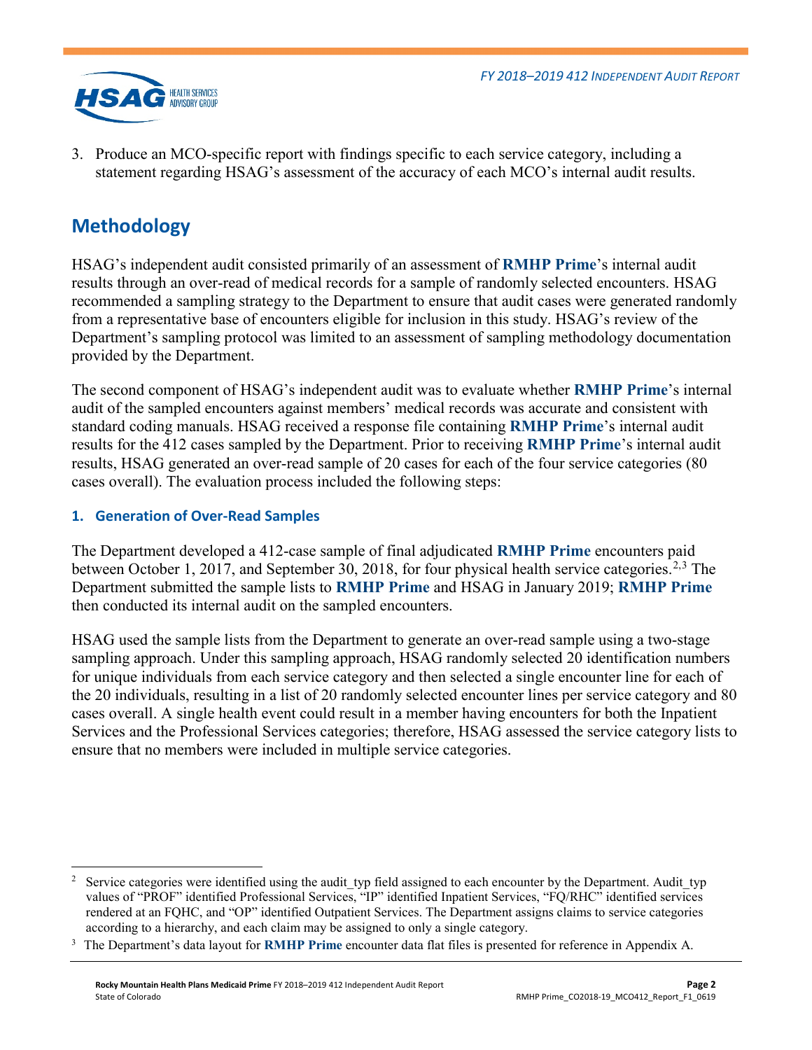3. Produce an MCO-specific report with findings specific to each service category, including a statement regarding HSAG's assessment of the accuracy of each MCO's internal audit results.

## Methodology

HSAG's independent audit consisted primarily of an assessment of **RMHP Prime**'s internal audit results through an over-read of medical records for a sample of randomly selected encounters. HSAG recommended a sampling strategy to the Department to ensure that audit cases were generated randomly from a representative base of encounters eligible for inclusion in this study. HSAG's review of the Department's sampling protocol was limited to an assessment of sampling methodology documentation provided by the Department.

The second component of HSAG's independent audit was to evaluate whether **RMHP Prime**'s internal audit of the sampled encounters against members' medical records was accurate and consistent with standard coding manuals. HSAG received a response file containing **RMHP Prime**'s internal audit results for the 412 cases sampled by the Department. Prior to receiving **RMHP Prime**'s internal audit results, HSAG generated an over-read sample of 20 cases for each of the four service categories (80 cases overall). The evaluation process included the following steps:

### 1. Generation of Over-Read Samples

The Department developed a 412-case sample of final adjudicated **RMHP Prime** encounters paid between October 1, 2017, and September 30, 2018, for four physical health service categories.[2,3] The Department submitted the sample lists to **RMHP Prime** and HSAG in January 2019; **RMHP Prime** then conducted its internal audit on the sampled encounters.

HSAG used the sample lists from the Department to generate an over-read sample using a two-stage sampling approach. Under this sampling approach, HSAG randomly selected 20 identification numbers for unique individuals from each service category and then selected a single encounter line for each of the 20 individuals, resulting in a list of 20 randomly selected encounter lines per service category and 80 cases overall. A single health event could result in a member having encounters for both the Inpatient Services and the Professional Services categories; therefore, HSAG assessed the service category lists to ensure that no members were included in multiple service categories.

---

[2] Service categories were identified using the audit_typ field assigned to each encounter by the Department. Audit_typ values of "PROF" identified Professional Services, "IP" identified Inpatient Services, "FQ/RHC" identified services rendered at an FQHC, and "OP" identified Outpatient Services. The Department assigns claims to service categories according to a hierarchy, and each claim may be assigned to only a single category.

[3] The Department's data layout for **RMHP Prime** encounter data flat files is presented for reference in Appendix A.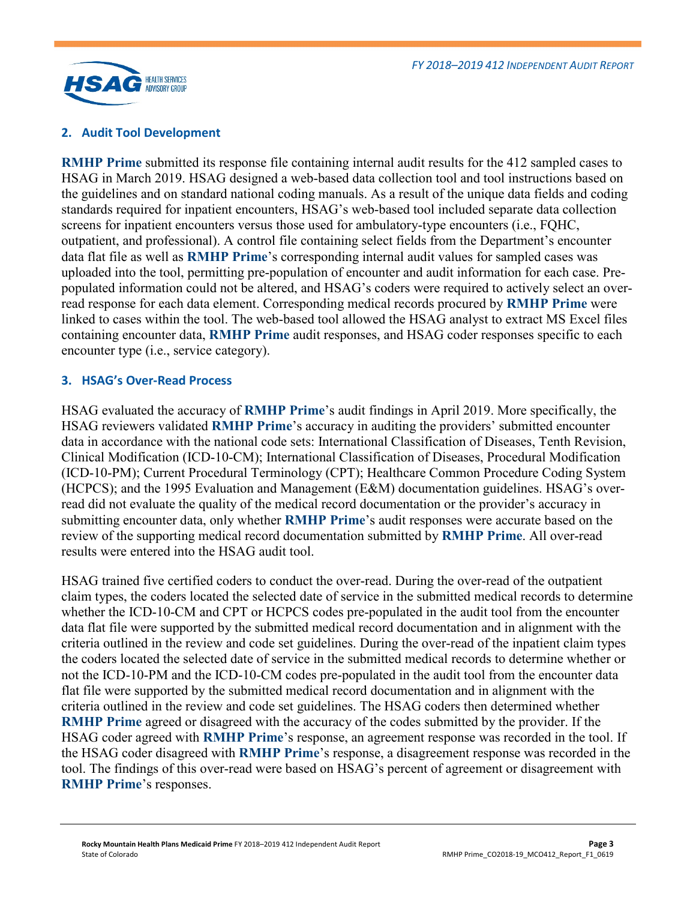## 2. Audit Tool Development

**RMHP Prime** submitted its response file containing internal audit results for the 412 sampled cases to HSAG in March 2019. HSAG designed a web-based data collection tool and tool instructions based on the guidelines and on standard national coding manuals. As a result of the unique data fields and coding standards required for inpatient encounters, HSAG's web-based tool included separate data collection screens for inpatient encounters versus those used for ambulatory-type encounters (i.e., FQHC, outpatient, and professional). A control file containing select fields from the Department's encounter data flat file as well as **RMHP Prime**'s corresponding internal audit values for sampled cases was uploaded into the tool, permitting pre-population of encounter and audit information for each case. Pre-populated information could not be altered, and HSAG's coders were required to actively select an over-read response for each data element. Corresponding medical records procured by **RMHP Prime** were linked to cases within the tool. The web-based tool allowed the HSAG analyst to extract MS Excel files containing encounter data, **RMHP Prime** audit responses, and HSAG coder responses specific to each encounter type (i.e., service category).

## 3. HSAG's Over-Read Process

HSAG evaluated the accuracy of **RMHP Prime**'s audit findings in April 2019. More specifically, the HSAG reviewers validated **RMHP Prime**'s accuracy in auditing the providers' submitted encounter data in accordance with the national code sets: International Classification of Diseases, Tenth Revision, Clinical Modification (ICD-10-CM); International Classification of Diseases, Procedural Modification (ICD-10-PM); Current Procedural Terminology (CPT); Healthcare Common Procedure Coding System (HCPCS); and the 1995 Evaluation and Management (E&M) documentation guidelines. HSAG's over-read did not evaluate the quality of the medical record documentation or the provider's accuracy in submitting encounter data, only whether **RMHP Prime**'s audit responses were accurate based on the review of the supporting medical record documentation submitted by **RMHP Prime**. All over-read results were entered into the HSAG audit tool.

HSAG trained five certified coders to conduct the over-read. During the over-read of the outpatient claim types, the coders located the selected date of service in the submitted medical records to determine whether the ICD-10-CM and CPT or HCPCS codes pre-populated in the audit tool from the encounter data flat file were supported by the submitted medical record documentation and in alignment with the criteria outlined in the review and code set guidelines. During the over-read of the inpatient claim types the coders located the selected date of service in the submitted medical records to determine whether or not the ICD-10-PM and the ICD-10-CM codes pre-populated in the audit tool from the encounter data flat file were supported by the submitted medical record documentation and in alignment with the criteria outlined in the review and code set guidelines. The HSAG coders then determined whether **RMHP Prime** agreed or disagreed with the accuracy of the codes submitted by the provider. If the HSAG coder agreed with **RMHP Prime**'s response, an agreement response was recorded in the tool. If the HSAG coder disagreed with **RMHP Prime**'s response, a disagreement response was recorded in the tool. The findings of this over-read were based on HSAG's percent of agreement or disagreement with **RMHP Prime**'s responses.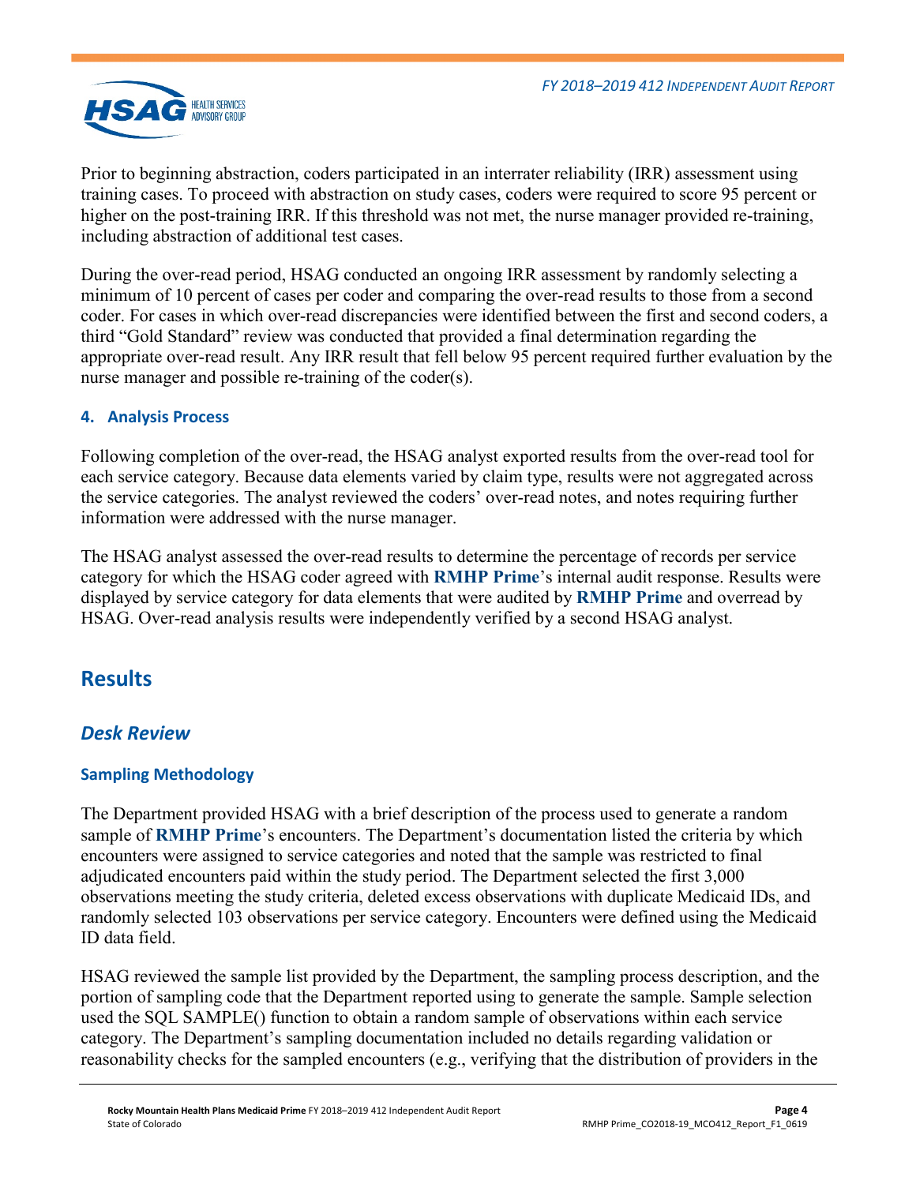Prior to beginning abstraction, coders participated in an interrater reliability (IRR) assessment using training cases. To proceed with abstraction on study cases, coders were required to score 95 percent or higher on the post-training IRR. If this threshold was not met, the nurse manager provided re-training, including abstraction of additional test cases.

During the over-read period, HSAG conducted an ongoing IRR assessment by randomly selecting a minimum of 10 percent of cases per coder and comparing the over-read results to those from a second coder. For cases in which over-read discrepancies were identified between the first and second coders, a third "Gold Standard" review was conducted that provided a final determination regarding the appropriate over-read result. Any IRR result that fell below 95 percent required further evaluation by the nurse manager and possible re-training of the coder(s).

#### 4. Analysis Process

Following completion of the over-read, the HSAG analyst exported results from the over-read tool for each service category. Because data elements varied by claim type, results were not aggregated across the service categories. The analyst reviewed the coders' over-read notes, and notes requiring further information were addressed with the nurse manager.

The HSAG analyst assessed the over-read results to determine the percentage of records per service category for which the HSAG coder agreed with **RMHP Prime**'s internal audit response. Results were displayed by service category for data elements that were audited by **RMHP Prime** and overread by HSAG. Over-read analysis results were independently verified by a second HSAG analyst.

## Results

### *Desk Review*

#### Sampling Methodology

The Department provided HSAG with a brief description of the process used to generate a random sample of **RMHP Prime**'s encounters. The Department's documentation listed the criteria by which encounters were assigned to service categories and noted that the sample was restricted to final adjudicated encounters paid within the study period. The Department selected the first 3,000 observations meeting the study criteria, deleted excess observations with duplicate Medicaid IDs, and randomly selected 103 observations per service category. Encounters were defined using the Medicaid ID data field.

HSAG reviewed the sample list provided by the Department, the sampling process description, and the portion of sampling code that the Department reported using to generate the sample. Sample selection used the SQL SAMPLE() function to obtain a random sample of observations within each service category. The Department's sampling documentation included no details regarding validation or reasonability checks for the sampled encounters (e.g., verifying that the distribution of providers in the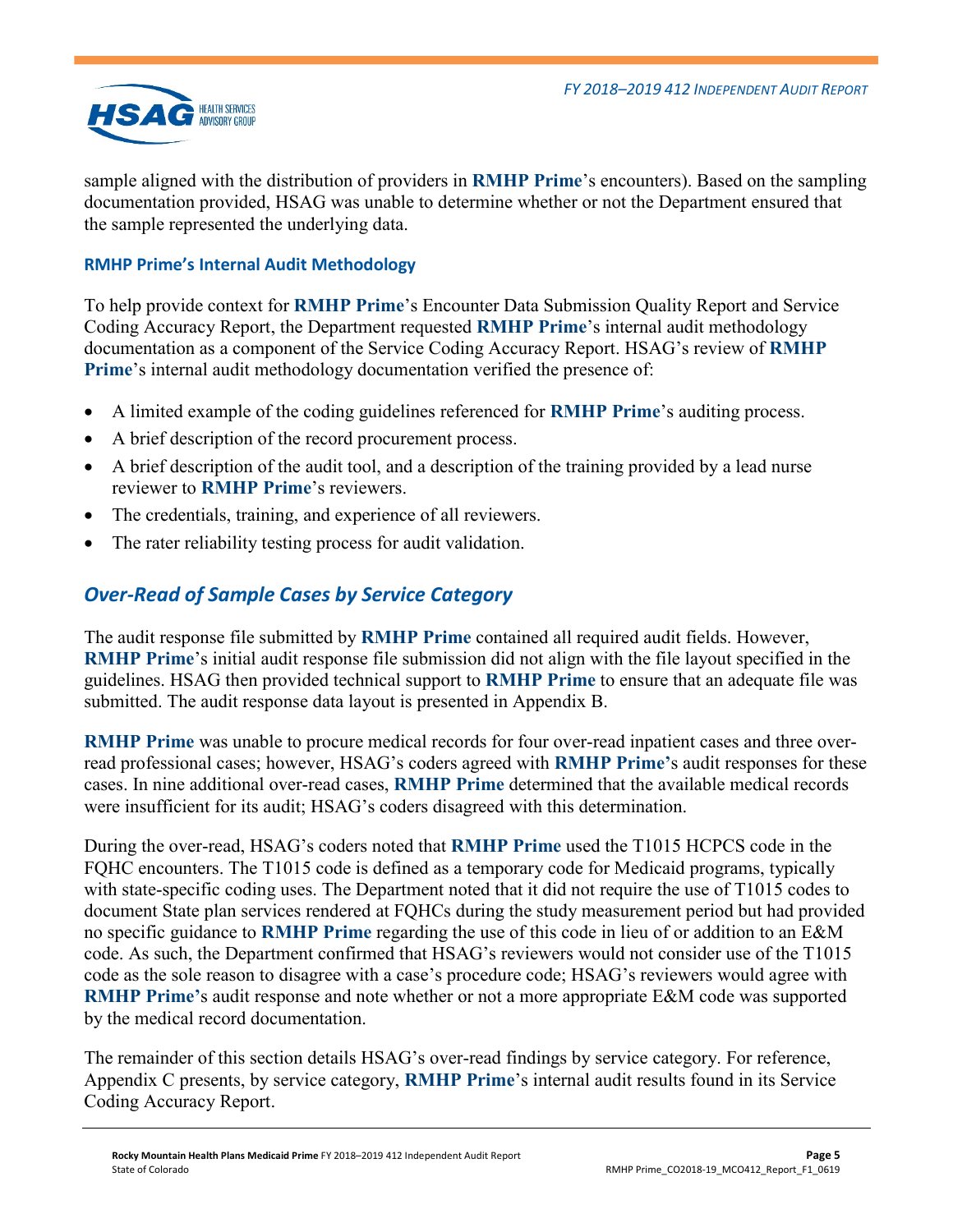sample aligned with the distribution of providers in **RMHP Prime**'s encounters). Based on the sampling documentation provided, HSAG was unable to determine whether or not the Department ensured that the sample represented the underlying data.

### RMHP Prime's Internal Audit Methodology

To help provide context for **RMHP Prime**'s Encounter Data Submission Quality Report and Service Coding Accuracy Report, the Department requested **RMHP Prime**'s internal audit methodology documentation as a component of the Service Coding Accuracy Report. HSAG's review of **RMHP Prime**'s internal audit methodology documentation verified the presence of:

- A limited example of the coding guidelines referenced for **RMHP Prime**'s auditing process.
- A brief description of the record procurement process.
- A brief description of the audit tool, and a description of the training provided by a lead nurse reviewer to **RMHP Prime**'s reviewers.
- The credentials, training, and experience of all reviewers.
- The rater reliability testing process for audit validation.

## *Over-Read of Sample Cases by Service Category*

The audit response file submitted by **RMHP Prime** contained all required audit fields. However, **RMHP Prime**'s initial audit response file submission did not align with the file layout specified in the guidelines. HSAG then provided technical support to **RMHP Prime** to ensure that an adequate file was submitted. The audit response data layout is presented in Appendix B.

**RMHP Prime** was unable to procure medical records for four over-read inpatient cases and three over-read professional cases; however, HSAG's coders agreed with **RMHP Prime's** audit responses for these cases. In nine additional over-read cases, **RMHP Prime** determined that the available medical records were insufficient for its audit; HSAG's coders disagreed with this determination.

During the over-read, HSAG's coders noted that **RMHP Prime** used the T1015 HCPCS code in the FQHC encounters. The T1015 code is defined as a temporary code for Medicaid programs, typically with state-specific coding uses. The Department noted that it did not require the use of T1015 codes to document State plan services rendered at FQHCs during the study measurement period but had provided no specific guidance to **RMHP Prime** regarding the use of this code in lieu of or addition to an E&M code. As such, the Department confirmed that HSAG's reviewers would not consider use of the T1015 code as the sole reason to disagree with a case's procedure code; HSAG's reviewers would agree with **RMHP Prime's** audit response and note whether or not a more appropriate E&M code was supported by the medical record documentation.

The remainder of this section details HSAG's over-read findings by service category. For reference, Appendix C presents, by service category, **RMHP Prime**'s internal audit results found in its Service Coding Accuracy Report.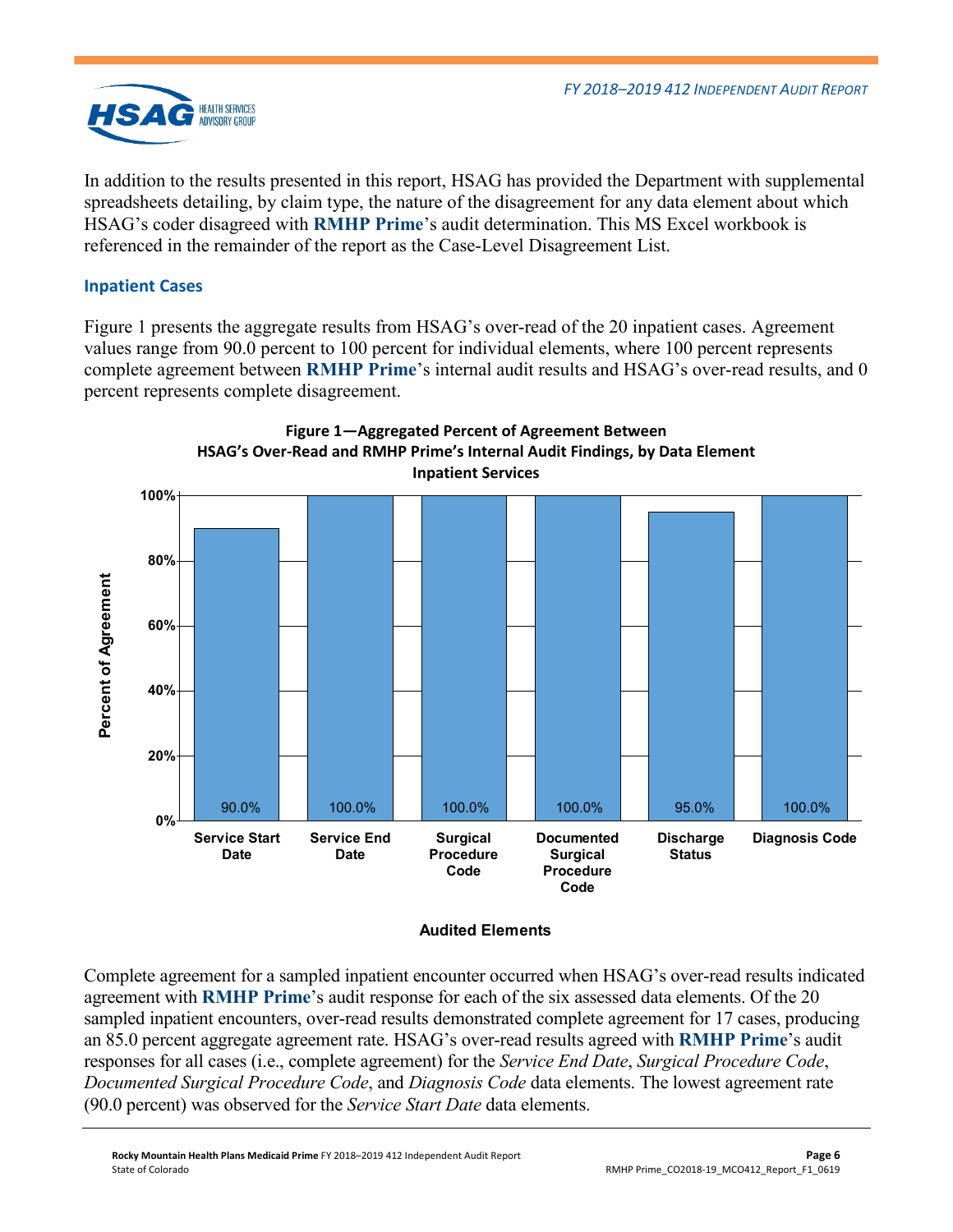In addition to the results presented in this report, HSAG has provided the Department with supplemental spreadsheets detailing, by claim type, the nature of the disagreement for any data element about which HSAG's coder disagreed with **RMHP Prime**'s audit determination. This MS Excel workbook is referenced in the remainder of the report as the Case-Level Disagreement List.

### Inpatient Cases

Figure 1 presents the aggregate results from HSAG's over-read of the 20 inpatient cases. Agreement values range from 90.0 percent to 100 percent for individual elements, where 100 percent represents complete agreement between **RMHP Prime**'s internal audit results and HSAG's over-read results, and 0 percent represents complete disagreement.

**Figure 1—Aggregated Percent of Agreement Between HSAG's Over-Read and RMHP Prime's Internal Audit Findings, by Data Element Inpatient Services**

| Audited Elements | Percent of Agreement |
|---|---|
| Service Start Date | 90.0% |
| Service End Date | 100.0% |
| Surgical Procedure Code | 100.0% |
| Documented Surgical Procedure Code | 100.0% |
| Discharge Status | 95.0% |
| Diagnosis Code | 100.0% |

Complete agreement for a sampled inpatient encounter occurred when HSAG's over-read results indicated agreement with **RMHP Prime**'s audit response for each of the six assessed data elements. Of the 20 sampled inpatient encounters, over-read results demonstrated complete agreement for 17 cases, producing an 85.0 percent aggregate agreement rate. HSAG's over-read results agreed with **RMHP Prime**'s audit responses for all cases (i.e., complete agreement) for the *Service End Date*, *Surgical Procedure Code*, *Documented Surgical Procedure Code*, and *Diagnosis Code* data elements. The lowest agreement rate (90.0 percent) was observed for the *Service Start Date* data elements.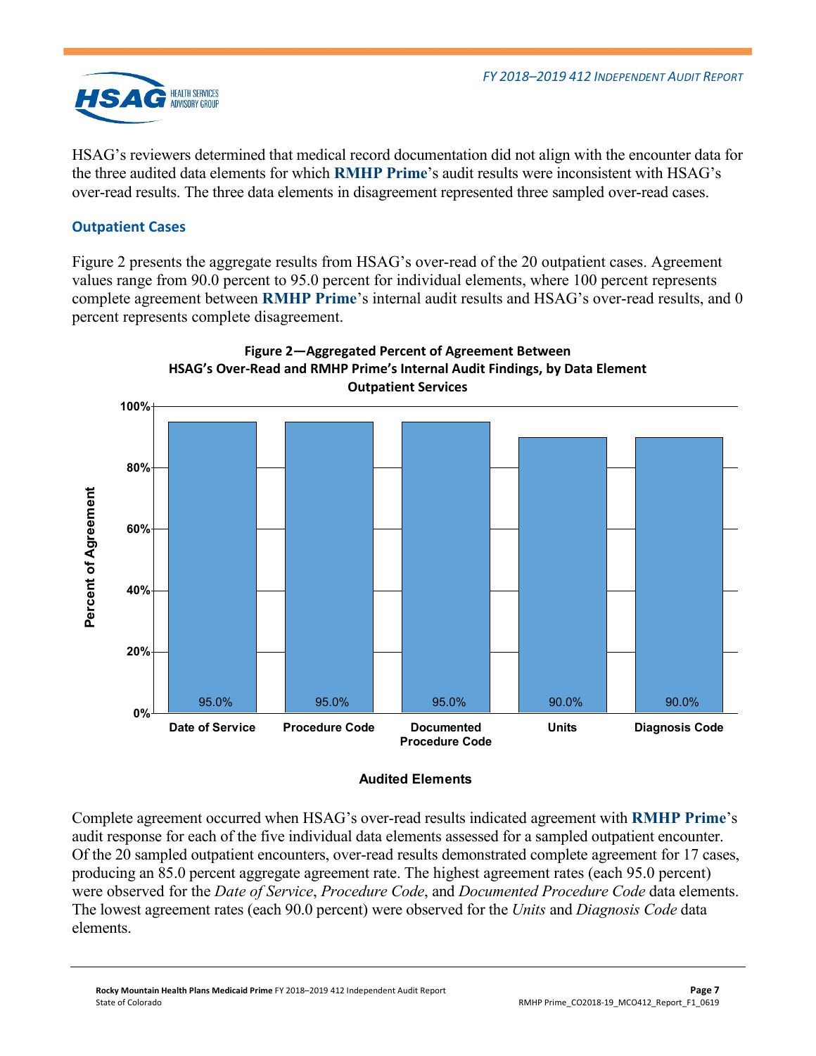HSAG's reviewers determined that medical record documentation did not align with the encounter data for the three audited data elements for which **RMHP Prime**'s audit results were inconsistent with HSAG's over-read results. The three data elements in disagreement represented three sampled over-read cases.

### Outpatient Cases

Figure 2 presents the aggregate results from HSAG's over-read of the 20 outpatient cases. Agreement values range from 90.0 percent to 95.0 percent for individual elements, where 100 percent represents complete agreement between **RMHP Prime**'s internal audit results and HSAG's over-read results, and 0 percent represents complete disagreement.

**Figure 2—Aggregated Percent of Agreement Between HSAG's Over-Read and RMHP Prime's Internal Audit Findings, by Data Element Outpatient Services**

| Audited Elements | Percent of Agreement |
|---|---|
| Date of Service | 95.0% |
| Procedure Code | 95.0% |
| Documented Procedure Code | 95.0% |
| Units | 90.0% |
| Diagnosis Code | 90.0% |

Complete agreement occurred when HSAG's over-read results indicated agreement with **RMHP Prime**'s audit response for each of the five individual data elements assessed for a sampled outpatient encounter. Of the 20 sampled outpatient encounters, over-read results demonstrated complete agreement for 17 cases, producing an 85.0 percent aggregate agreement rate. The highest agreement rates (each 95.0 percent) were observed for the *Date of Service*, *Procedure Code*, and *Documented Procedure Code* data elements. The lowest agreement rates (each 90.0 percent) were observed for the *Units* and *Diagnosis Code* data elements.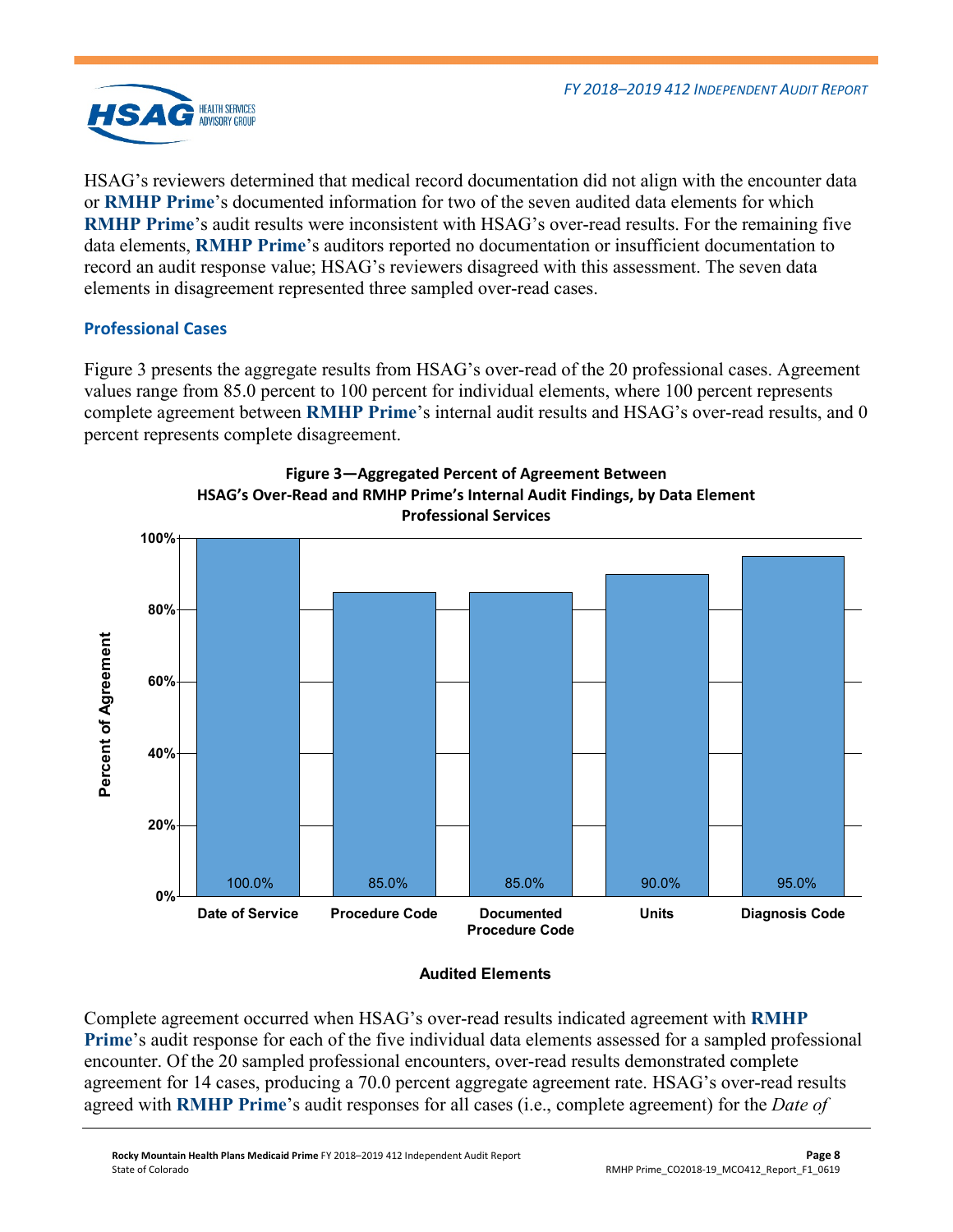HSAG's reviewers determined that medical record documentation did not align with the encounter data or **RMHP Prime**'s documented information for two of the seven audited data elements for which **RMHP Prime**'s audit results were inconsistent with HSAG's over-read results. For the remaining five data elements, **RMHP Prime**'s auditors reported no documentation or insufficient documentation to record an audit response value; HSAG's reviewers disagreed with this assessment. The seven data elements in disagreement represented three sampled over-read cases.

### Professional Cases

Figure 3 presents the aggregate results from HSAG's over-read of the 20 professional cases. Agreement values range from 85.0 percent to 100 percent for individual elements, where 100 percent represents complete agreement between **RMHP Prime**'s internal audit results and HSAG's over-read results, and 0 percent represents complete disagreement.

**Figure 3—Aggregated Percent of Agreement Between HSAG's Over-Read and RMHP Prime's Internal Audit Findings, by Data Element Professional Services**

| Audited Elements | Percent of Agreement |
|---|---|
| Date of Service | 100.0% |
| Procedure Code | 85.0% |
| Documented Procedure Code | 85.0% |
| Units | 90.0% |
| Diagnosis Code | 95.0% |

Complete agreement occurred when HSAG's over-read results indicated agreement with **RMHP Prime**'s audit response for each of the five individual data elements assessed for a sampled professional encounter. Of the 20 sampled professional encounters, over-read results demonstrated complete agreement for 14 cases, producing a 70.0 percent aggregate agreement rate. HSAG's over-read results agreed with **RMHP Prime**'s audit responses for all cases (i.e., complete agreement) for the *Date of*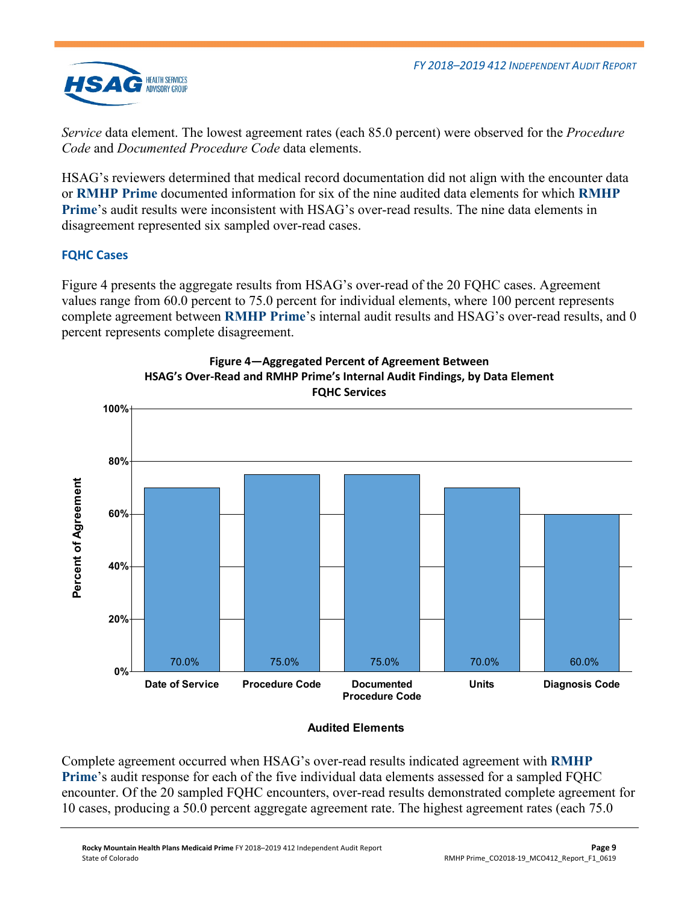*Service* data element. The lowest agreement rates (each 85.0 percent) were observed for the *Procedure Code* and *Documented Procedure Code* data elements.

HSAG's reviewers determined that medical record documentation did not align with the encounter data or **RMHP Prime** documented information for six of the nine audited data elements for which **RMHP Prime**'s audit results were inconsistent with HSAG's over-read results. The nine data elements in disagreement represented six sampled over-read cases.

### FQHC Cases

Figure 4 presents the aggregate results from HSAG's over-read of the 20 FQHC cases. Agreement values range from 60.0 percent to 75.0 percent for individual elements, where 100 percent represents complete agreement between **RMHP Prime**'s internal audit results and HSAG's over-read results, and 0 percent represents complete disagreement.

**Figure 4—Aggregated Percent of Agreement Between HSAG's Over-Read and RMHP Prime's Internal Audit Findings, by Data Element FQHC Services**

| Audited Elements | Percent of Agreement |
|---|---|
| Date of Service | 70.0% |
| Procedure Code | 75.0% |
| Documented Procedure Code | 75.0% |
| Units | 70.0% |
| Diagnosis Code | 60.0% |

Complete agreement occurred when HSAG's over-read results indicated agreement with **RMHP Prime**'s audit response for each of the five individual data elements assessed for a sampled FQHC encounter. Of the 20 sampled FQHC encounters, over-read results demonstrated complete agreement for 10 cases, producing a 50.0 percent aggregate agreement rate. The highest agreement rates (each 75.0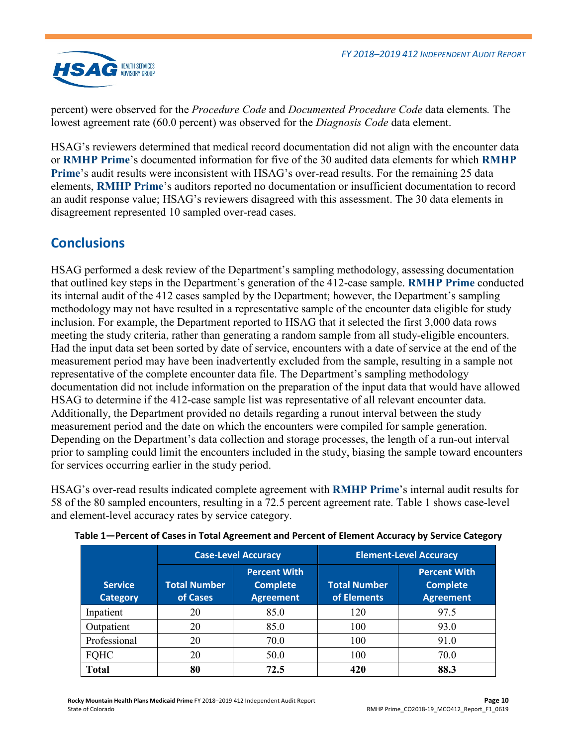percent) were observed for the *Procedure Code* and *Documented Procedure Code* data elements. The lowest agreement rate (60.0 percent) was observed for the *Diagnosis Code* data element.

HSAG's reviewers determined that medical record documentation did not align with the encounter data or **RMHP Prime**'s documented information for five of the 30 audited data elements for which **RMHP Prime**'s audit results were inconsistent with HSAG's over-read results. For the remaining 25 data elements, **RMHP Prime**'s auditors reported no documentation or insufficient documentation to record an audit response value; HSAG's reviewers disagreed with this assessment. The 30 data elements in disagreement represented 10 sampled over-read cases.

## Conclusions

HSAG performed a desk review of the Department's sampling methodology, assessing documentation that outlined key steps in the Department's generation of the 412-case sample. **RMHP Prime** conducted its internal audit of the 412 cases sampled by the Department; however, the Department's sampling methodology may not have resulted in a representative sample of the encounter data eligible for study inclusion. For example, the Department reported to HSAG that it selected the first 3,000 data rows meeting the study criteria, rather than generating a random sample from all study-eligible encounters. Had the input data set been sorted by date of service, encounters with a date of service at the end of the measurement period may have been inadvertently excluded from the sample, resulting in a sample not representative of the complete encounter data file. The Department's sampling methodology documentation did not include information on the preparation of the input data that would have allowed HSAG to determine if the 412-case sample list was representative of all relevant encounter data. Additionally, the Department provided no details regarding a runout interval between the study measurement period and the date on which the encounters were compiled for sample generation. Depending on the Department's data collection and storage processes, the length of a run-out interval prior to sampling could limit the encounters included in the study, biasing the sample toward encounters for services occurring earlier in the study period.

HSAG's over-read results indicated complete agreement with **RMHP Prime**'s internal audit results for 58 of the 80 sampled encounters, resulting in a 72.5 percent agreement rate. Table 1 shows case-level and element-level accuracy rates by service category.

**Table 1—Percent of Cases in Total Agreement and Percent of Element Accuracy by Service Category**

| Service Category | Case-Level Accuracy | | Element-Level Accuracy | |
|---|---|---|---|---|
| | Total Number of Cases | Percent With Complete Agreement | Total Number of Elements | Percent With Complete Agreement |
| Inpatient | 20 | 85.0 | 120 | 97.5 |
| Outpatient | 20 | 85.0 | 100 | 93.0 |
| Professional | 20 | 70.0 | 100 | 91.0 |
| FQHC | 20 | 50.0 | 100 | 70.0 |
| **Total** | **80** | **72.5** | **420** | **88.3** |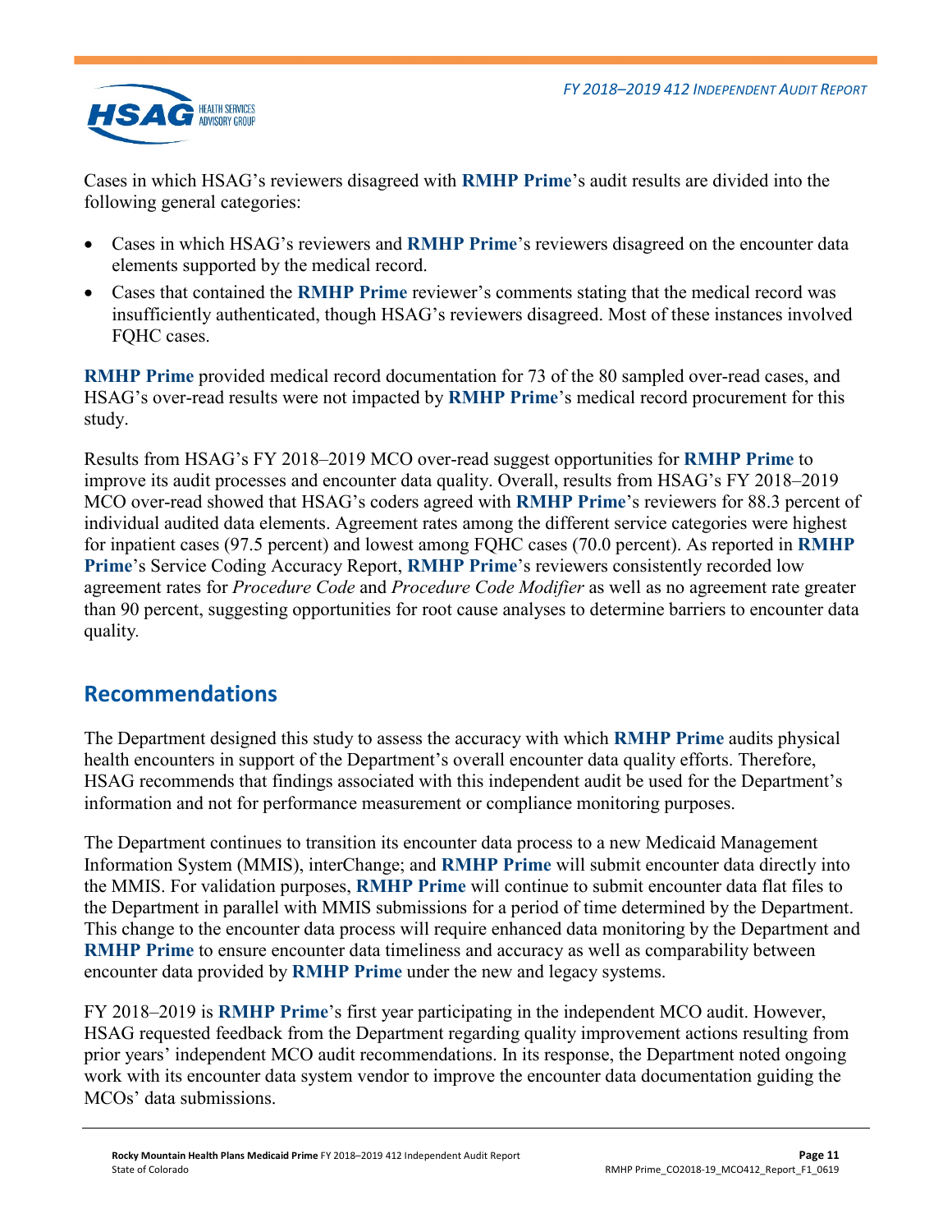Cases in which HSAG's reviewers disagreed with **RMHP Prime**'s audit results are divided into the following general categories:

- Cases in which HSAG's reviewers and **RMHP Prime**'s reviewers disagreed on the encounter data elements supported by the medical record.
- Cases that contained the **RMHP Prime** reviewer's comments stating that the medical record was insufficiently authenticated, though HSAG's reviewers disagreed. Most of these instances involved FQHC cases.

**RMHP Prime** provided medical record documentation for 73 of the 80 sampled over-read cases, and HSAG's over-read results were not impacted by **RMHP Prime**'s medical record procurement for this study.

Results from HSAG's FY 2018–2019 MCO over-read suggest opportunities for **RMHP Prime** to improve its audit processes and encounter data quality. Overall, results from HSAG's FY 2018–2019 MCO over-read showed that HSAG's coders agreed with **RMHP Prime**'s reviewers for 88.3 percent of individual audited data elements. Agreement rates among the different service categories were highest for inpatient cases (97.5 percent) and lowest among FQHC cases (70.0 percent). As reported in **RMHP Prime**'s Service Coding Accuracy Report, **RMHP Prime**'s reviewers consistently recorded low agreement rates for *Procedure Code* and *Procedure Code Modifier* as well as no agreement rate greater than 90 percent, suggesting opportunities for root cause analyses to determine barriers to encounter data quality.

## Recommendations

The Department designed this study to assess the accuracy with which **RMHP Prime** audits physical health encounters in support of the Department's overall encounter data quality efforts. Therefore, HSAG recommends that findings associated with this independent audit be used for the Department's information and not for performance measurement or compliance monitoring purposes.

The Department continues to transition its encounter data process to a new Medicaid Management Information System (MMIS), interChange; and **RMHP Prime** will submit encounter data directly into the MMIS. For validation purposes, **RMHP Prime** will continue to submit encounter data flat files to the Department in parallel with MMIS submissions for a period of time determined by the Department. This change to the encounter data process will require enhanced data monitoring by the Department and **RMHP Prime** to ensure encounter data timeliness and accuracy as well as comparability between encounter data provided by **RMHP Prime** under the new and legacy systems.

FY 2018–2019 is **RMHP Prime**'s first year participating in the independent MCO audit. However, HSAG requested feedback from the Department regarding quality improvement actions resulting from prior years' independent MCO audit recommendations. In its response, the Department noted ongoing work with its encounter data system vendor to improve the encounter data documentation guiding the MCOs' data submissions.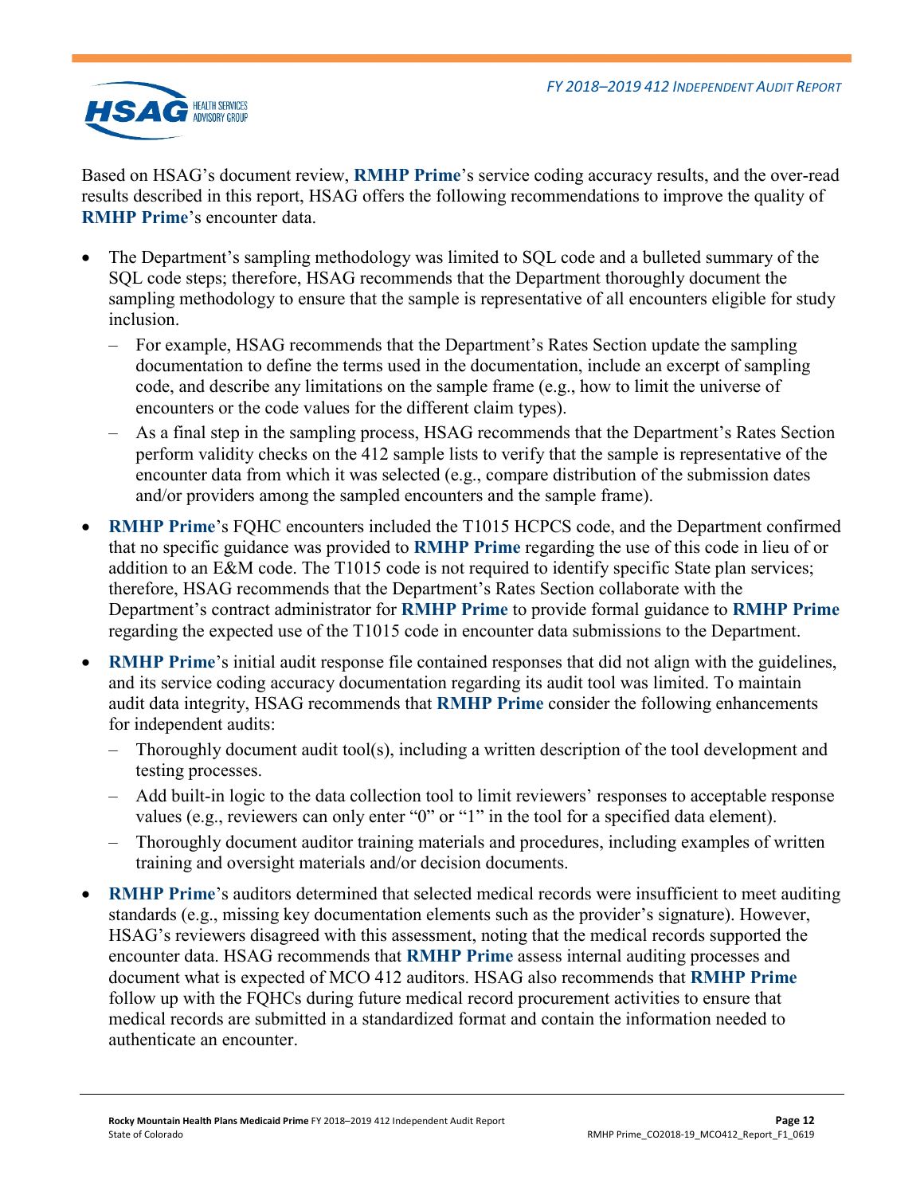Based on HSAG's document review, **RMHP Prime**'s service coding accuracy results, and the over-read results described in this report, HSAG offers the following recommendations to improve the quality of **RMHP Prime**'s encounter data.

- The Department's sampling methodology was limited to SQL code and a bulleted summary of the SQL code steps; therefore, HSAG recommends that the Department thoroughly document the sampling methodology to ensure that the sample is representative of all encounters eligible for study inclusion.
  - For example, HSAG recommends that the Department's Rates Section update the sampling documentation to define the terms used in the documentation, include an excerpt of sampling code, and describe any limitations on the sample frame (e.g., how to limit the universe of encounters or the code values for the different claim types).
  - As a final step in the sampling process, HSAG recommends that the Department's Rates Section perform validity checks on the 412 sample lists to verify that the sample is representative of the encounter data from which it was selected (e.g., compare distribution of the submission dates and/or providers among the sampled encounters and the sample frame).
- **RMHP Prime**'s FQHC encounters included the T1015 HCPCS code, and the Department confirmed that no specific guidance was provided to **RMHP Prime** regarding the use of this code in lieu of or addition to an E&M code. The T1015 code is not required to identify specific State plan services; therefore, HSAG recommends that the Department's Rates Section collaborate with the Department's contract administrator for **RMHP Prime** to provide formal guidance to **RMHP Prime** regarding the expected use of the T1015 code in encounter data submissions to the Department.
- **RMHP Prime**'s initial audit response file contained responses that did not align with the guidelines, and its service coding accuracy documentation regarding its audit tool was limited. To maintain audit data integrity, HSAG recommends that **RMHP Prime** consider the following enhancements for independent audits:
  - Thoroughly document audit tool(s), including a written description of the tool development and testing processes.
  - Add built-in logic to the data collection tool to limit reviewers' responses to acceptable response values (e.g., reviewers can only enter "0" or "1" in the tool for a specified data element).
  - Thoroughly document auditor training materials and procedures, including examples of written training and oversight materials and/or decision documents.
- **RMHP Prime**'s auditors determined that selected medical records were insufficient to meet auditing standards (e.g., missing key documentation elements such as the provider's signature). However, HSAG's reviewers disagreed with this assessment, noting that the medical records supported the encounter data. HSAG recommends that **RMHP Prime** assess internal auditing processes and document what is expected of MCO 412 auditors. HSAG also recommends that **RMHP Prime** follow up with the FQHCs during future medical record procurement activities to ensure that medical records are submitted in a standardized format and contain the information needed to authenticate an encounter.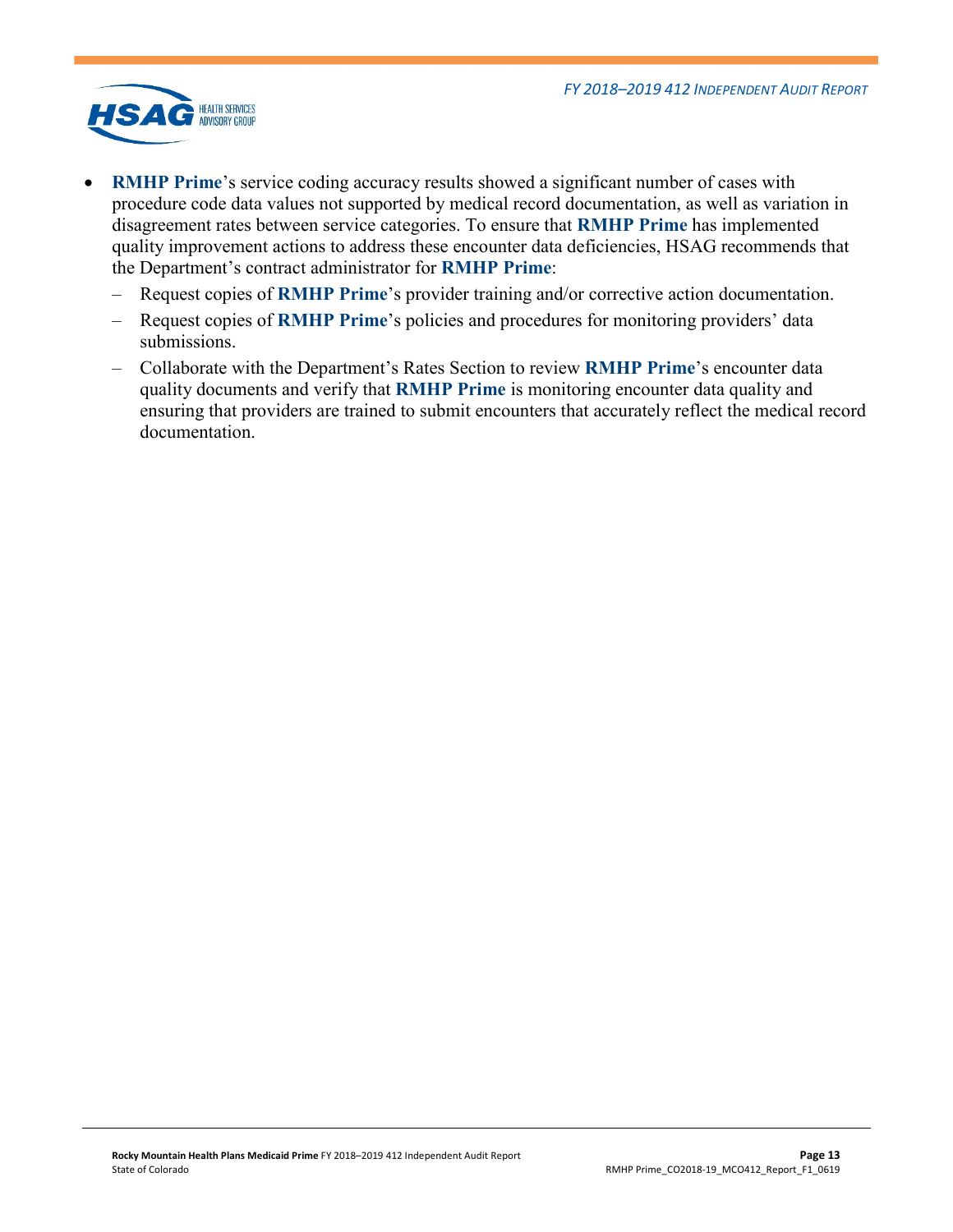- **RMHP Prime**'s service coding accuracy results showed a significant number of cases with procedure code data values not supported by medical record documentation, as well as variation in disagreement rates between service categories. To ensure that **RMHP Prime** has implemented quality improvement actions to address these encounter data deficiencies, HSAG recommends that the Department's contract administrator for **RMHP Prime**:
  - Request copies of **RMHP Prime**'s provider training and/or corrective action documentation.
  - Request copies of **RMHP Prime**'s policies and procedures for monitoring providers' data submissions.
  - Collaborate with the Department's Rates Section to review **RMHP Prime**'s encounter data quality documents and verify that **RMHP Prime** is monitoring encounter data quality and ensuring that providers are trained to submit encounters that accurately reflect the medical record documentation.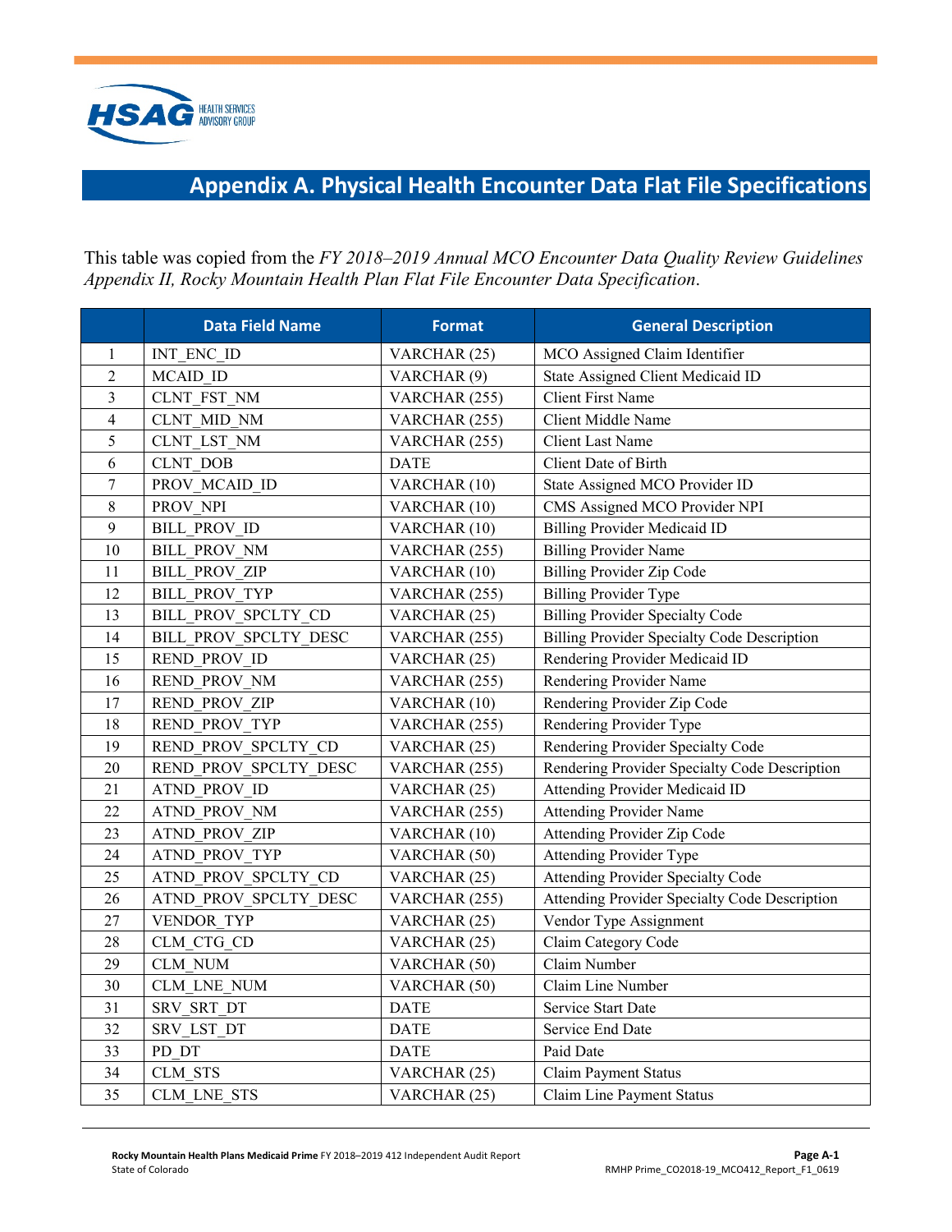# Appendix A. Physical Health Encounter Data Flat File Specifications

This table was copied from the *FY 2018–2019 Annual MCO Encounter Data Quality Review Guidelines Appendix II, Rocky Mountain Health Plan Flat File Encounter Data Specification*.

| | Data Field Name | Format | General Description |
|---|---|---|---|
| 1 | INT_ENC_ID | VARCHAR (25) | MCO Assigned Claim Identifier |
| 2 | MCAID_ID | VARCHAR (9) | State Assigned Client Medicaid ID |
| 3 | CLNT_FST_NM | VARCHAR (255) | Client First Name |
| 4 | CLNT_MID_NM | VARCHAR (255) | Client Middle Name |
| 5 | CLNT_LST_NM | VARCHAR (255) | Client Last Name |
| 6 | CLNT_DOB | DATE | Client Date of Birth |
| 7 | PROV_MCAID_ID | VARCHAR (10) | State Assigned MCO Provider ID |
| 8 | PROV_NPI | VARCHAR (10) | CMS Assigned MCO Provider NPI |
| 9 | BILL_PROV_ID | VARCHAR (10) | Billing Provider Medicaid ID |
| 10 | BILL_PROV_NM | VARCHAR (255) | Billing Provider Name |
| 11 | BILL_PROV_ZIP | VARCHAR (10) | Billing Provider Zip Code |
| 12 | BILL_PROV_TYP | VARCHAR (255) | Billing Provider Type |
| 13 | BILL_PROV_SPCLTY_CD | VARCHAR (25) | Billing Provider Specialty Code |
| 14 | BILL_PROV_SPCLTY_DESC | VARCHAR (255) | Billing Provider Specialty Code Description |
| 15 | REND_PROV_ID | VARCHAR (25) | Rendering Provider Medicaid ID |
| 16 | REND_PROV_NM | VARCHAR (255) | Rendering Provider Name |
| 17 | REND_PROV_ZIP | VARCHAR (10) | Rendering Provider Zip Code |
| 18 | REND_PROV_TYP | VARCHAR (255) | Rendering Provider Type |
| 19 | REND_PROV_SPCLTY_CD | VARCHAR (25) | Rendering Provider Specialty Code |
| 20 | REND_PROV_SPCLTY_DESC | VARCHAR (255) | Rendering Provider Specialty Code Description |
| 21 | ATND_PROV_ID | VARCHAR (25) | Attending Provider Medicaid ID |
| 22 | ATND_PROV_NM | VARCHAR (255) | Attending Provider Name |
| 23 | ATND_PROV_ZIP | VARCHAR (10) | Attending Provider Zip Code |
| 24 | ATND_PROV_TYP | VARCHAR (50) | Attending Provider Type |
| 25 | ATND_PROV_SPCLTY_CD | VARCHAR (25) | Attending Provider Specialty Code |
| 26 | ATND_PROV_SPCLTY_DESC | VARCHAR (255) | Attending Provider Specialty Code Description |
| 27 | VENDOR_TYP | VARCHAR (25) | Vendor Type Assignment |
| 28 | CLM_CTG_CD | VARCHAR (25) | Claim Category Code |
| 29 | CLM_NUM | VARCHAR (50) | Claim Number |
| 30 | CLM_LNE_NUM | VARCHAR (50) | Claim Line Number |
| 31 | SRV_SRT_DT | DATE | Service Start Date |
| 32 | SRV_LST_DT | DATE | Service End Date |
| 33 | PD_DT | DATE | Paid Date |
| 34 | CLM_STS | VARCHAR (25) | Claim Payment Status |
| 35 | CLM_LNE_STS | VARCHAR (25) | Claim Line Payment Status |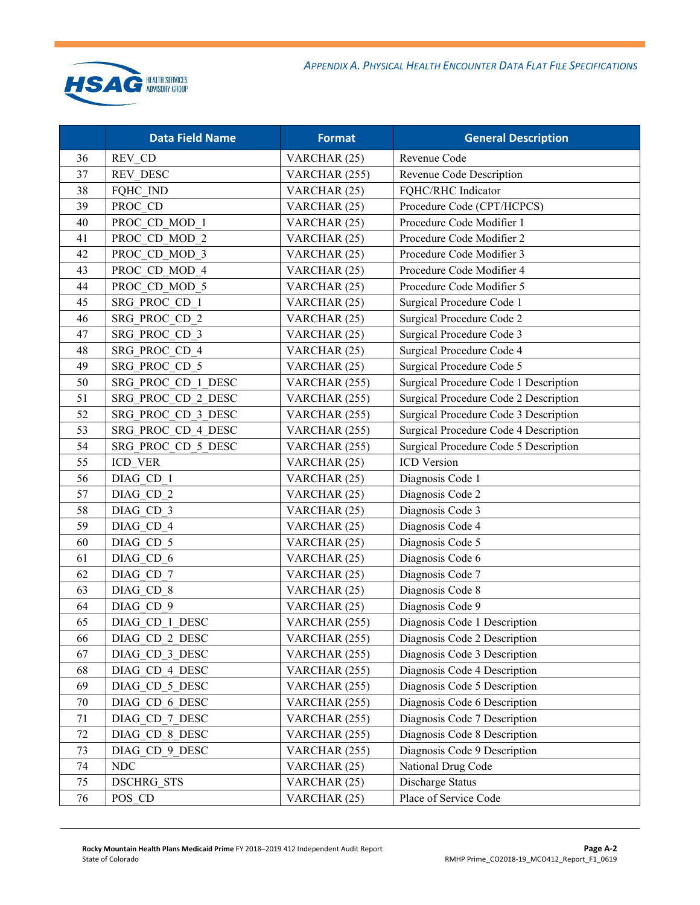| | Data Field Name | Format | General Description |
|---|---|---|---|
| 36 | REV_CD | VARCHAR (25) | Revenue Code |
| 37 | REV_DESC | VARCHAR (255) | Revenue Code Description |
| 38 | FQHC_IND | VARCHAR (25) | FQHC/RHC Indicator |
| 39 | PROC_CD | VARCHAR (25) | Procedure Code (CPT/HCPCS) |
| 40 | PROC_CD_MOD_1 | VARCHAR (25) | Procedure Code Modifier 1 |
| 41 | PROC_CD_MOD_2 | VARCHAR (25) | Procedure Code Modifier 2 |
| 42 | PROC_CD_MOD_3 | VARCHAR (25) | Procedure Code Modifier 3 |
| 43 | PROC_CD_MOD_4 | VARCHAR (25) | Procedure Code Modifier 4 |
| 44 | PROC_CD_MOD_5 | VARCHAR (25) | Procedure Code Modifier 5 |
| 45 | SRG_PROC_CD_1 | VARCHAR (25) | Surgical Procedure Code 1 |
| 46 | SRG_PROC_CD_2 | VARCHAR (25) | Surgical Procedure Code 2 |
| 47 | SRG_PROC_CD_3 | VARCHAR (25) | Surgical Procedure Code 3 |
| 48 | SRG_PROC_CD_4 | VARCHAR (25) | Surgical Procedure Code 4 |
| 49 | SRG_PROC_CD_5 | VARCHAR (25) | Surgical Procedure Code 5 |
| 50 | SRG_PROC_CD_1_DESC | VARCHAR (255) | Surgical Procedure Code 1 Description |
| 51 | SRG_PROC_CD_2_DESC | VARCHAR (255) | Surgical Procedure Code 2 Description |
| 52 | SRG_PROC_CD_3_DESC | VARCHAR (255) | Surgical Procedure Code 3 Description |
| 53 | SRG_PROC_CD_4_DESC | VARCHAR (255) | Surgical Procedure Code 4 Description |
| 54 | SRG_PROC_CD_5_DESC | VARCHAR (255) | Surgical Procedure Code 5 Description |
| 55 | ICD_VER | VARCHAR (25) | ICD Version |
| 56 | DIAG_CD_1 | VARCHAR (25) | Diagnosis Code 1 |
| 57 | DIAG_CD_2 | VARCHAR (25) | Diagnosis Code 2 |
| 58 | DIAG_CD_3 | VARCHAR (25) | Diagnosis Code 3 |
| 59 | DIAG_CD_4 | VARCHAR (25) | Diagnosis Code 4 |
| 60 | DIAG_CD_5 | VARCHAR (25) | Diagnosis Code 5 |
| 61 | DIAG_CD_6 | VARCHAR (25) | Diagnosis Code 6 |
| 62 | DIAG_CD_7 | VARCHAR (25) | Diagnosis Code 7 |
| 63 | DIAG_CD_8 | VARCHAR (25) | Diagnosis Code 8 |
| 64 | DIAG_CD_9 | VARCHAR (25) | Diagnosis Code 9 |
| 65 | DIAG_CD_1_DESC | VARCHAR (255) | Diagnosis Code 1 Description |
| 66 | DIAG_CD_2_DESC | VARCHAR (255) | Diagnosis Code 2 Description |
| 67 | DIAG_CD_3_DESC | VARCHAR (255) | Diagnosis Code 3 Description |
| 68 | DIAG_CD_4_DESC | VARCHAR (255) | Diagnosis Code 4 Description |
| 69 | DIAG_CD_5_DESC | VARCHAR (255) | Diagnosis Code 5 Description |
| 70 | DIAG_CD_6_DESC | VARCHAR (255) | Diagnosis Code 6 Description |
| 71 | DIAG_CD_7_DESC | VARCHAR (255) | Diagnosis Code 7 Description |
| 72 | DIAG_CD_8_DESC | VARCHAR (255) | Diagnosis Code 8 Description |
| 73 | DIAG_CD_9_DESC | VARCHAR (255) | Diagnosis Code 9 Description |
| 74 | NDC | VARCHAR (25) | National Drug Code |
| 75 | DSCHRG_STS | VARCHAR (25) | Discharge Status |
| 76 | POS_CD | VARCHAR (25) | Place of Service Code |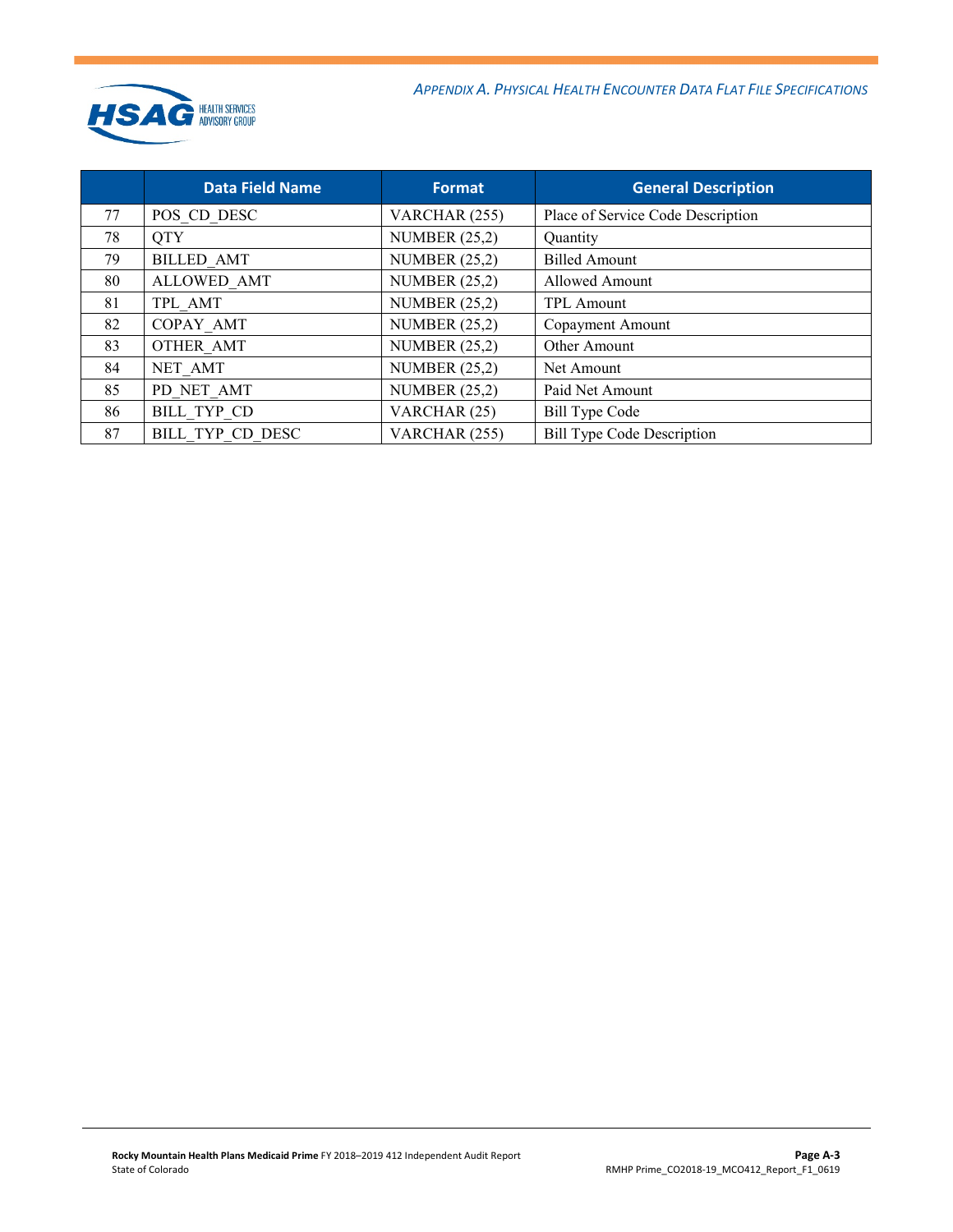| | Data Field Name | Format | General Description |
|---|---|---|---|
| 77 | POS_CD_DESC | VARCHAR (255) | Place of Service Code Description |
| 78 | QTY | NUMBER (25,2) | Quantity |
| 79 | BILLED_AMT | NUMBER (25,2) | Billed Amount |
| 80 | ALLOWED_AMT | NUMBER (25,2) | Allowed Amount |
| 81 | TPL_AMT | NUMBER (25,2) | TPL Amount |
| 82 | COPAY_AMT | NUMBER (25,2) | Copayment Amount |
| 83 | OTHER_AMT | NUMBER (25,2) | Other Amount |
| 84 | NET_AMT | NUMBER (25,2) | Net Amount |
| 85 | PD_NET_AMT | NUMBER (25,2) | Paid Net Amount |
| 86 | BILL_TYP_CD | VARCHAR (25) | Bill Type Code |
| 87 | BILL_TYP_CD_DESC | VARCHAR (255) | Bill Type Code Description |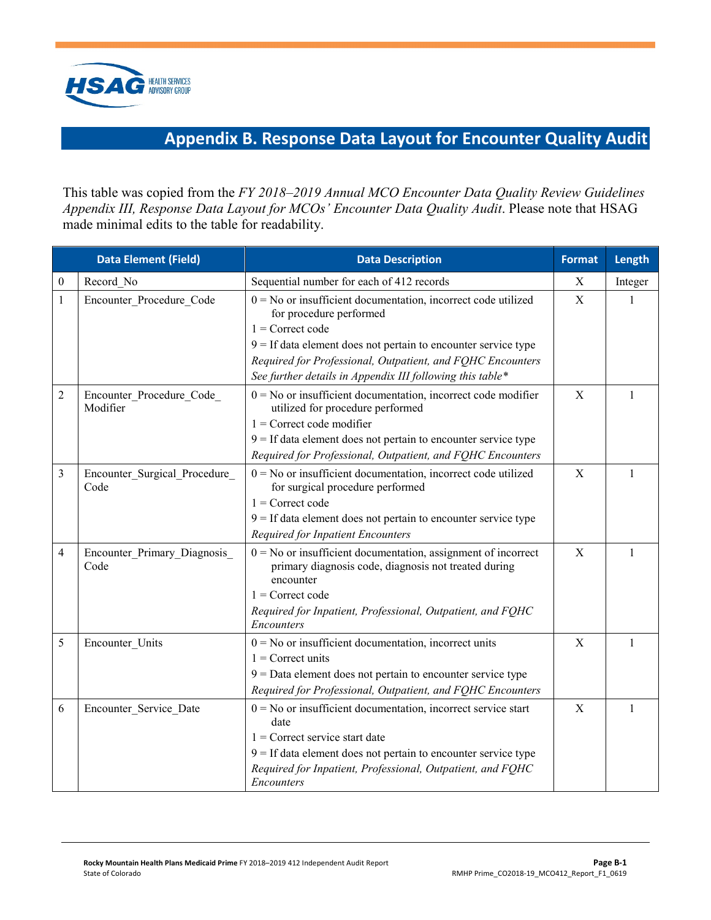# Appendix B. Response Data Layout for Encounter Quality Audit

This table was copied from the *FY 2018–2019 Annual MCO Encounter Data Quality Review Guidelines Appendix III, Response Data Layout for MCOs' Encounter Data Quality Audit*. Please note that HSAG made minimal edits to the table for readability.

| | Data Element (Field) | Data Description | Format | Length |
|---|---|---|---|---|
| 0 | Record_No | Sequential number for each of 412 records | X | Integer |
| 1 | Encounter_Procedure_Code | 0 = No or insufficient documentation, incorrect code utilized for procedure performed<br>1 = Correct code<br>9 = If data element does not pertain to encounter service type<br>*Required for Professional, Outpatient, and FQHC Encounters*<br>*See further details in Appendix III following this table\** | X | 1 |
| 2 | Encounter_Procedure_Code_ Modifier | 0 = No or insufficient documentation, incorrect code modifier utilized for procedure performed<br>1 = Correct code modifier<br>9 = If data element does not pertain to encounter service type<br>*Required for Professional, Outpatient, and FQHC Encounters* | X | 1 |
| 3 | Encounter_Surgical_Procedure_ Code | 0 = No or insufficient documentation, incorrect code utilized for surgical procedure performed<br>1 = Correct code<br>9 = If data element does not pertain to encounter service type<br>*Required for Inpatient Encounters* | X | 1 |
| 4 | Encounter_Primary_Diagnosis_ Code | 0 = No or insufficient documentation, assignment of incorrect primary diagnosis code, diagnosis not treated during encounter<br>1 = Correct code<br>*Required for Inpatient, Professional, Outpatient, and FQHC Encounters* | X | 1 |
| 5 | Encounter_Units | 0 = No or insufficient documentation, incorrect units<br>1 = Correct units<br>9 = Data element does not pertain to encounter service type<br>*Required for Professional, Outpatient, and FQHC Encounters* | X | 1 |
| 6 | Encounter_Service_Date | 0 = No or insufficient documentation, incorrect service start date<br>1 = Correct service start date<br>9 = If data element does not pertain to encounter service type<br>*Required for Inpatient, Professional, Outpatient, and FQHC Encounters* | X | 1 |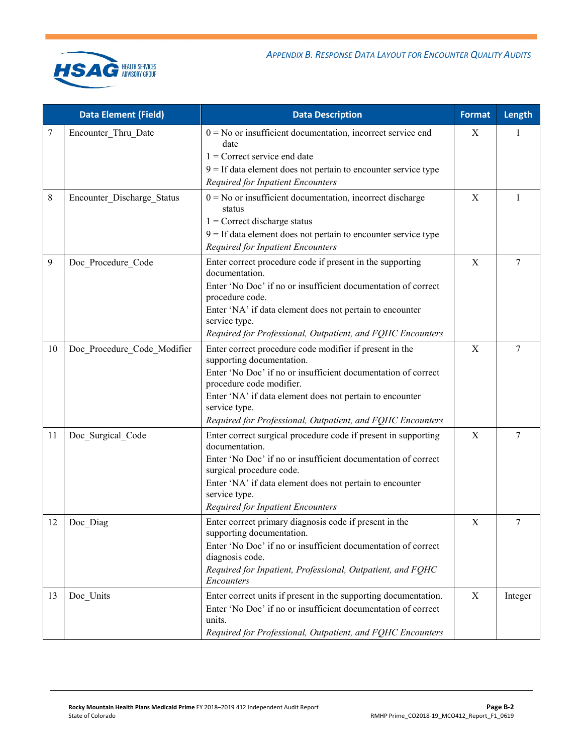| | Data Element (Field) | Data Description | Format | Length |
|---|---|---|---|---|
| 7 | Encounter_Thru_Date | 0 = No or insufficient documentation, incorrect service end date<br>1 = Correct service end date<br>9 = If data element does not pertain to encounter service type<br>*Required for Inpatient Encounters* | X | 1 |
| 8 | Encounter_Discharge_Status | 0 = No or insufficient documentation, incorrect discharge status<br>1 = Correct discharge status<br>9 = If data element does not pertain to encounter service type<br>*Required for Inpatient Encounters* | X | 1 |
| 9 | Doc_Procedure_Code | Enter correct procedure code if present in the supporting documentation.<br>Enter 'No Doc' if no or insufficient documentation of correct procedure code.<br>Enter 'NA' if data element does not pertain to encounter service type.<br>*Required for Professional, Outpatient, and FQHC Encounters* | X | 7 |
| 10 | Doc_Procedure_Code_Modifier | Enter correct procedure code modifier if present in the supporting documentation.<br>Enter 'No Doc' if no or insufficient documentation of correct procedure code modifier.<br>Enter 'NA' if data element does not pertain to encounter service type.<br>*Required for Professional, Outpatient, and FQHC Encounters* | X | 7 |
| 11 | Doc_Surgical_Code | Enter correct surgical procedure code if present in supporting documentation.<br>Enter 'No Doc' if no or insufficient documentation of correct surgical procedure code.<br>Enter 'NA' if data element does not pertain to encounter service type.<br>*Required for Inpatient Encounters* | X | 7 |
| 12 | Doc_Diag | Enter correct primary diagnosis code if present in the supporting documentation.<br>Enter 'No Doc' if no or insufficient documentation of correct diagnosis code.<br>*Required for Inpatient, Professional, Outpatient, and FQHC Encounters* | X | 7 |
| 13 | Doc_Units | Enter correct units if present in the supporting documentation.<br>Enter 'No Doc' if no or insufficient documentation of correct units.<br>*Required for Professional, Outpatient, and FQHC Encounters* | X | Integer |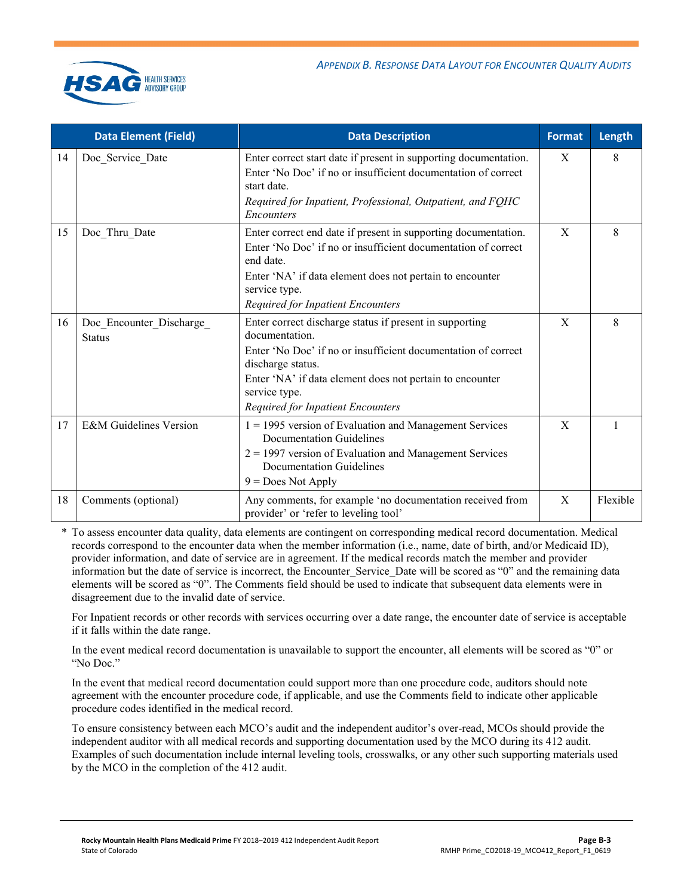| | Data Element (Field) | Data Description | Format | Length |
|---|---|---|---|---|
| 14 | Doc_Service_Date | Enter correct start date if present in supporting documentation.<br>Enter 'No Doc' if no or insufficient documentation of correct start date.<br>*Required for Inpatient, Professional, Outpatient, and FQHC Encounters* | X | 8 |
| 15 | Doc_Thru_Date | Enter correct end date if present in supporting documentation.<br>Enter 'No Doc' if no or insufficient documentation of correct end date.<br>Enter 'NA' if data element does not pertain to encounter service type.<br>*Required for Inpatient Encounters* | X | 8 |
| 16 | Doc_Encounter_Discharge_Status | Enter correct discharge status if present in supporting documentation.<br>Enter 'No Doc' if no or insufficient documentation of correct discharge status.<br>Enter 'NA' if data element does not pertain to encounter service type.<br>*Required for Inpatient Encounters* | X | 8 |
| 17 | E&M Guidelines Version | 1 = 1995 version of Evaluation and Management Services Documentation Guidelines<br>2 = 1997 version of Evaluation and Management Services Documentation Guidelines<br>9 = Does Not Apply | X | 1 |
| 18 | Comments (optional) | Any comments, for example 'no documentation received from provider' or 'refer to leveling tool' | X | Flexible |

\* To assess encounter data quality, data elements are contingent on corresponding medical record documentation. Medical records correspond to the encounter data when the member information (i.e., name, date of birth, and/or Medicaid ID), provider information, and date of service are in agreement. If the medical records match the member and provider information but the date of service is incorrect, the Encounter_Service_Date will be scored as "0" and the remaining data elements will be scored as "0". The Comments field should be used to indicate that subsequent data elements were in disagreement due to the invalid date of service.

For Inpatient records or other records with services occurring over a date range, the encounter date of service is acceptable if it falls within the date range.

In the event medical record documentation is unavailable to support the encounter, all elements will be scored as "0" or "No Doc."

In the event that medical record documentation could support more than one procedure code, auditors should note agreement with the encounter procedure code, if applicable, and use the Comments field to indicate other applicable procedure codes identified in the medical record.

To ensure consistency between each MCO's audit and the independent auditor's over-read, MCOs should provide the independent auditor with all medical records and supporting documentation used by the MCO during its 412 audit. Examples of such documentation include internal leveling tools, crosswalks, or any other such supporting materials used by the MCO in the completion of the 412 audit.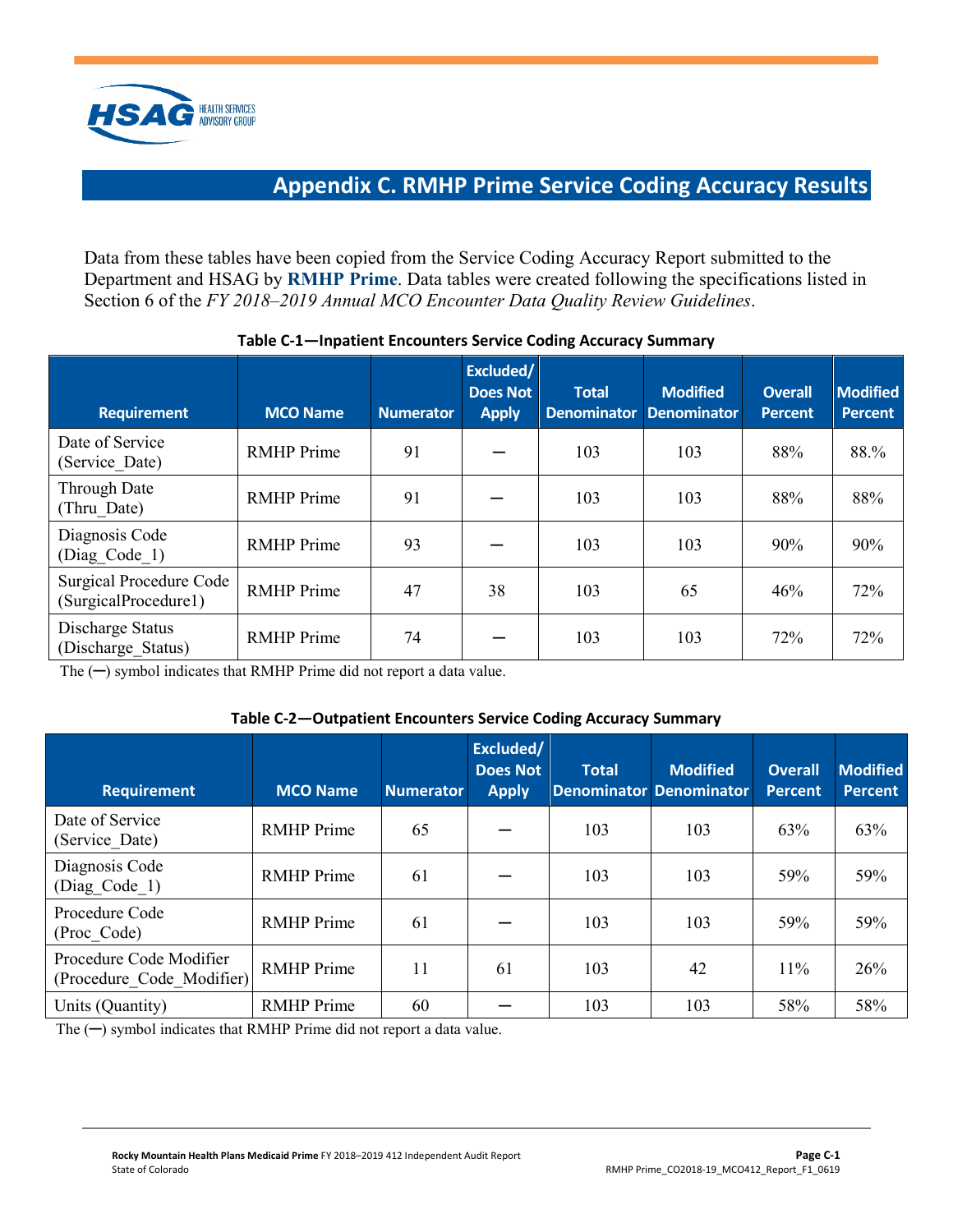# Appendix C. RMHP Prime Service Coding Accuracy Results

Data from these tables have been copied from the Service Coding Accuracy Report submitted to the Department and HSAG by **RMHP Prime**. Data tables were created following the specifications listed in Section 6 of the *FY 2018–2019 Annual MCO Encounter Data Quality Review Guidelines*.

**Table C-1—Inpatient Encounters Service Coding Accuracy Summary**

| Requirement | MCO Name | Numerator | Excluded/ Does Not Apply | Total Denominator | Modified Denominator | Overall Percent | Modified Percent |
|---|---|---|---|---|---|---|---|
| Date of Service (Service_Date) | RMHP Prime | 91 | — | 103 | 103 | 88% | 88.% |
| Through Date (Thru_Date) | RMHP Prime | 91 | — | 103 | 103 | 88% | 88% |
| Diagnosis Code (Diag_Code_1) | RMHP Prime | 93 | — | 103 | 103 | 90% | 90% |
| Surgical Procedure Code (SurgicalProcedure1) | RMHP Prime | 47 | 38 | 103 | 65 | 46% | 72% |
| Discharge Status (Discharge_Status) | RMHP Prime | 74 | — | 103 | 103 | 72% | 72% |

The (—) symbol indicates that RMHP Prime did not report a data value.

**Table C-2—Outpatient Encounters Service Coding Accuracy Summary**

| Requirement | MCO Name | Numerator | Excluded/ Does Not Apply | Total Denominator | Modified Denominator | Overall Percent | Modified Percent |
|---|---|---|---|---|---|---|---|
| Date of Service (Service_Date) | RMHP Prime | 65 | — | 103 | 103 | 63% | 63% |
| Diagnosis Code (Diag_Code_1) | RMHP Prime | 61 | — | 103 | 103 | 59% | 59% |
| Procedure Code (Proc_Code) | RMHP Prime | 61 | — | 103 | 103 | 59% | 59% |
| Procedure Code Modifier (Procedure_Code_Modifier) | RMHP Prime | 11 | 61 | 103 | 42 | 11% | 26% |
| Units (Quantity) | RMHP Prime | 60 | — | 103 | 103 | 58% | 58% |

The (—) symbol indicates that RMHP Prime did not report a data value.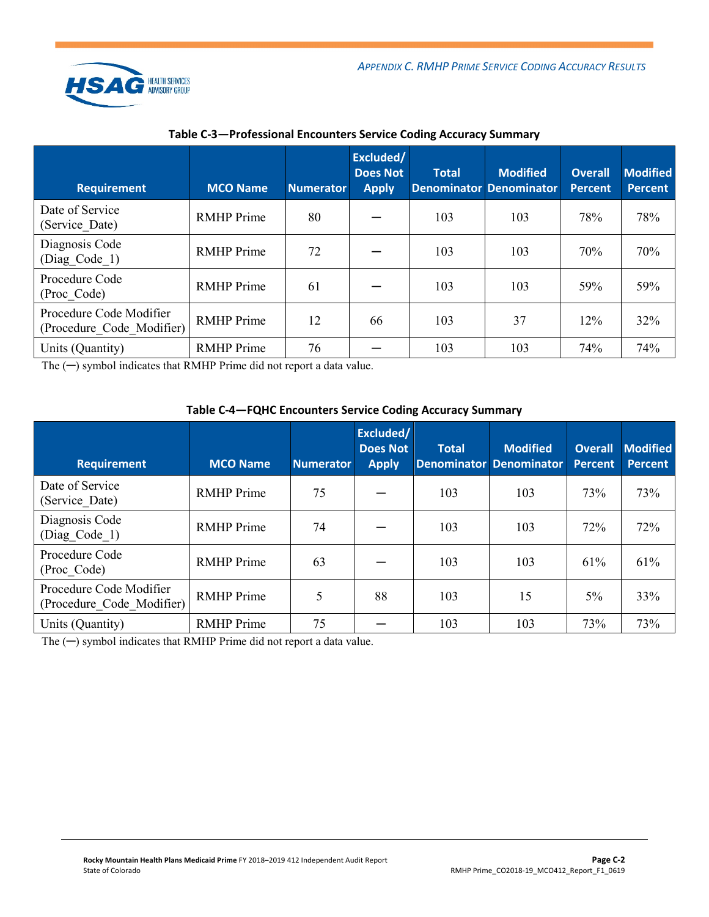**Table C-3—Professional Encounters Service Coding Accuracy Summary**

| Requirement | MCO Name | Numerator | Excluded/ Does Not Apply | Total Denominator | Modified Denominator | Overall Percent | Modified Percent |
|---|---|---|---|---|---|---|---|
| Date of Service (Service_Date) | RMHP Prime | 80 | — | 103 | 103 | 78% | 78% |
| Diagnosis Code (Diag_Code_1) | RMHP Prime | 72 | — | 103 | 103 | 70% | 70% |
| Procedure Code (Proc_Code) | RMHP Prime | 61 | — | 103 | 103 | 59% | 59% |
| Procedure Code Modifier (Procedure_Code_Modifier) | RMHP Prime | 12 | 66 | 103 | 37 | 12% | 32% |
| Units (Quantity) | RMHP Prime | 76 | — | 103 | 103 | 74% | 74% |

The (—) symbol indicates that RMHP Prime did not report a data value.

**Table C-4—FQHC Encounters Service Coding Accuracy Summary**

| Requirement | MCO Name | Numerator | Excluded/ Does Not Apply | Total Denominator | Modified Denominator | Overall Percent | Modified Percent |
|---|---|---|---|---|---|---|---|
| Date of Service (Service_Date) | RMHP Prime | 75 | — | 103 | 103 | 73% | 73% |
| Diagnosis Code (Diag_Code_1) | RMHP Prime | 74 | — | 103 | 103 | 72% | 72% |
| Procedure Code (Proc_Code) | RMHP Prime | 63 | — | 103 | 103 | 61% | 61% |
| Procedure Code Modifier (Procedure_Code_Modifier) | RMHP Prime | 5 | 88 | 103 | 15 | 5% | 33% |
| Units (Quantity) | RMHP Prime | 75 | — | 103 | 103 | 73% | 73% |

The (—) symbol indicates that RMHP Prime did not report a data value.